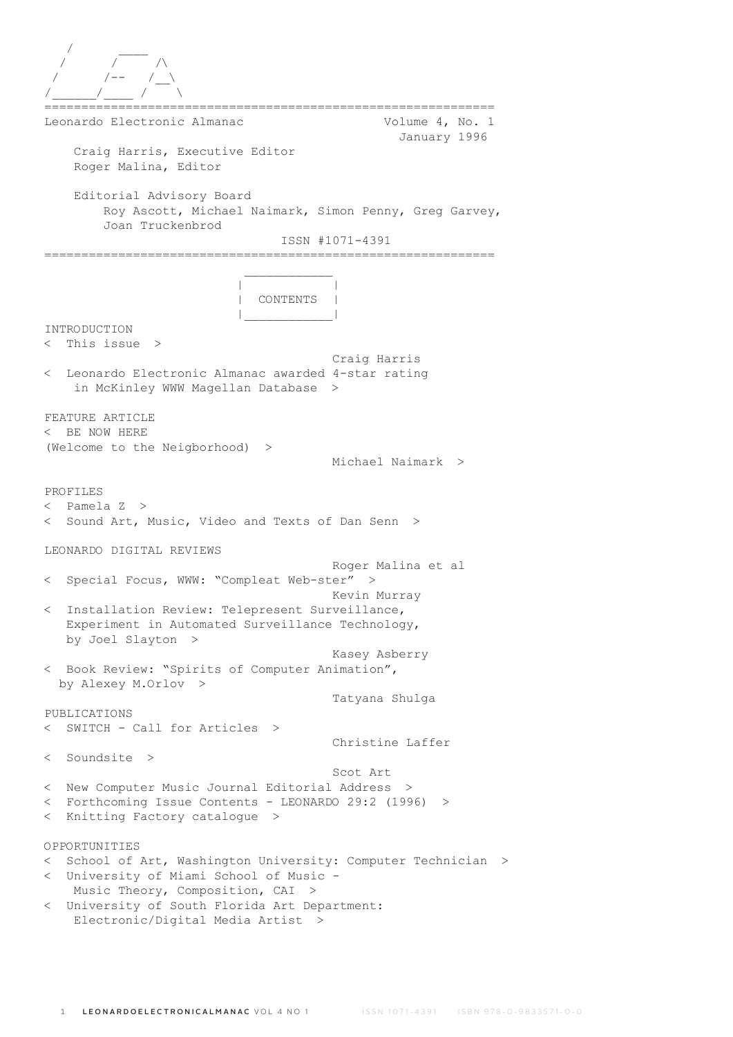```
   /       ____
  /       /     /\
 /       /--   /__\
/______/____ /     \
```

---

Leonardo Electronic Almanac — Volume 4, No. 1 — January 1996

Craig Harris, Executive Editor
Roger Malina, Editor

Editorial Advisory Board
Roy Ascott, Michael Naimark, Simon Penny, Greg Garvey, Joan Truckenbrod

ISSN #1071-4391

---

## CONTENTS

INTRODUCTION

< This issue >
Craig Harris

< Leonardo Electronic Almanac awarded 4-star rating in McKinley WWW Magellan Database >

FEATURE ARTICLE

< BE NOW HERE
(Welcome to the Neigborhood) >
Michael Naimark >

PROFILES

< Pamela Z >

< Sound Art, Music, Video and Texts of Dan Senn >

LEONARDO DIGITAL REVIEWS
Roger Malina et al

< Special Focus, WWW: "Compleat Web-ster" >
Kevin Murray

< Installation Review: Telepresent Surveillance, Experiment in Automated Surveillance Technology, by Joel Slayton >
Kasey Asberry

< Book Review: "Spirits of Computer Animation", by Alexey M.Orlov >
Tatyana Shulga

PUBLICATIONS

< SWITCH - Call for Articles >
Christine Laffer

< Soundsite >
Scot Art

< New Computer Music Journal Editorial Address >

< Forthcoming Issue Contents - LEONARDO 29:2 (1996) >

< Knitting Factory catalogue >

OPPORTUNITIES

< School of Art, Washington University: Computer Technician >

< University of Miami School of Music - Music Theory, Composition, CAI >

< University of South Florida Art Department: Electronic/Digital Media Artist >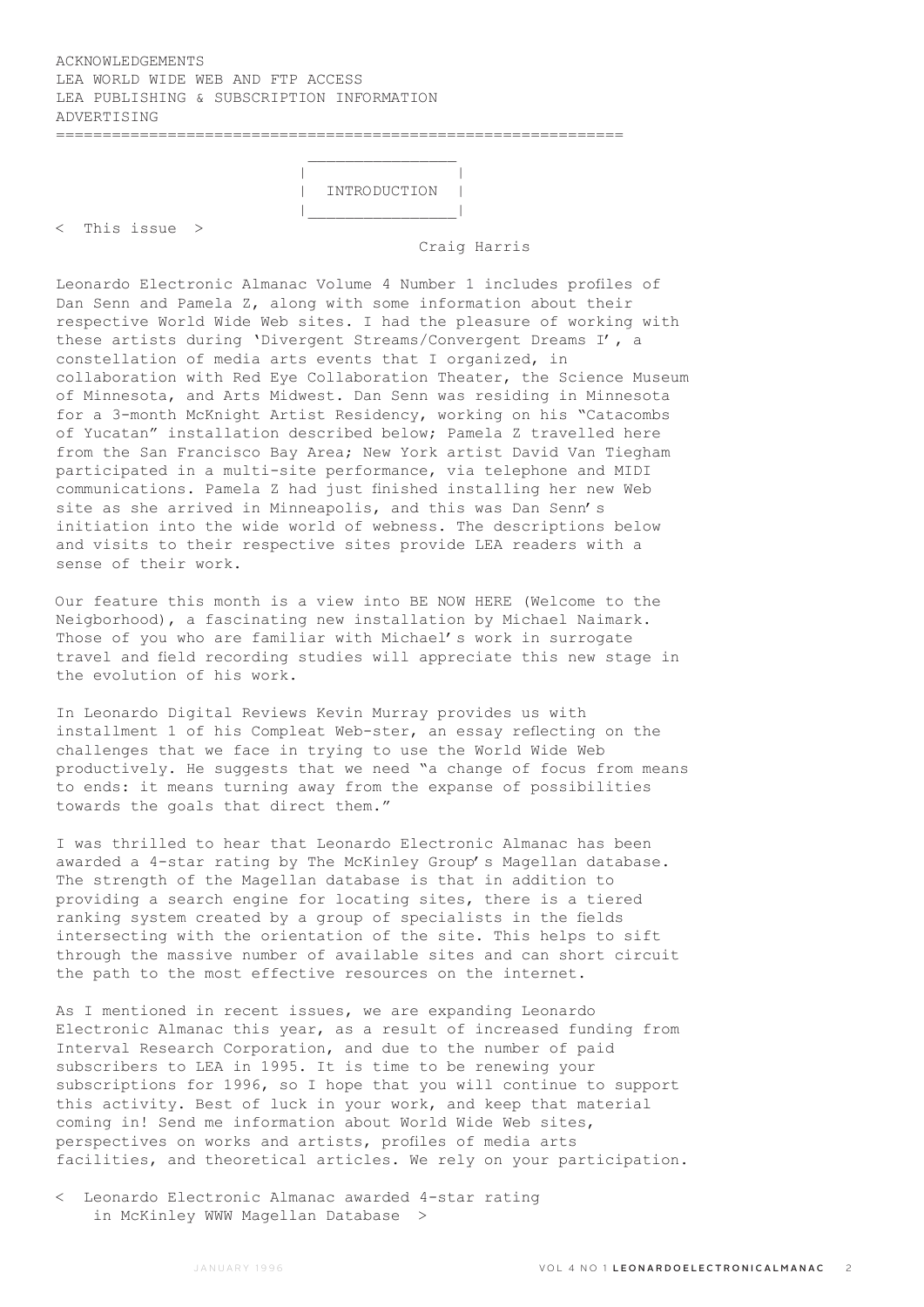ACKNOWLEDGEMENTS
LEA WORLD WIDE WEB AND FTP ACCESS
LEA PUBLISHING & SUBSCRIPTION INFORMATION
ADVERTISING

=============================================================

## INTRODUCTION

< This issue >

Craig Harris

Leonardo Electronic Almanac Volume 4 Number 1 includes profiles of Dan Senn and Pamela Z, along with some information about their respective World Wide Web sites. I had the pleasure of working with these artists during 'Divergent Streams/Convergent Dreams I', a constellation of media arts events that I organized, in collaboration with Red Eye Collaboration Theater, the Science Museum of Minnesota, and Arts Midwest. Dan Senn was residing in Minnesota for a 3-month McKnight Artist Residency, working on his "Catacombs of Yucatan" installation described below; Pamela Z travelled here from the San Francisco Bay Area; New York artist David Van Tiegham participated in a multi-site performance, via telephone and MIDI communications. Pamela Z had just finished installing her new Web site as she arrived in Minneapolis, and this was Dan Senn's initiation into the wide world of webness. The descriptions below and visits to their respective sites provide LEA readers with a sense of their work.

Our feature this month is a view into BE NOW HERE (Welcome to the Neigborhood), a fascinating new installation by Michael Naimark. Those of you who are familiar with Michael's work in surrogate travel and field recording studies will appreciate this new stage in the evolution of his work.

In Leonardo Digital Reviews Kevin Murray provides us with installment 1 of his Compleat Web-ster, an essay reflecting on the challenges that we face in trying to use the World Wide Web productively. He suggests that we need "a change of focus from means to ends: it means turning away from the expanse of possibilities towards the goals that direct them."

I was thrilled to hear that Leonardo Electronic Almanac has been awarded a 4-star rating by The McKinley Group's Magellan database. The strength of the Magellan database is that in addition to providing a search engine for locating sites, there is a tiered ranking system created by a group of specialists in the fields intersecting with the orientation of the site. This helps to sift through the massive number of available sites and can short circuit the path to the most effective resources on the internet.

As I mentioned in recent issues, we are expanding Leonardo Electronic Almanac this year, as a result of increased funding from Interval Research Corporation, and due to the number of paid subscribers to LEA in 1995. It is time to be renewing your subscriptions for 1996, so I hope that you will continue to support this activity. Best of luck in your work, and keep that material coming in! Send me information about World Wide Web sites, perspectives on works and artists, profiles of media arts facilities, and theoretical articles. We rely on your participation.

< Leonardo Electronic Almanac awarded 4-star rating in McKinley WWW Magellan Database >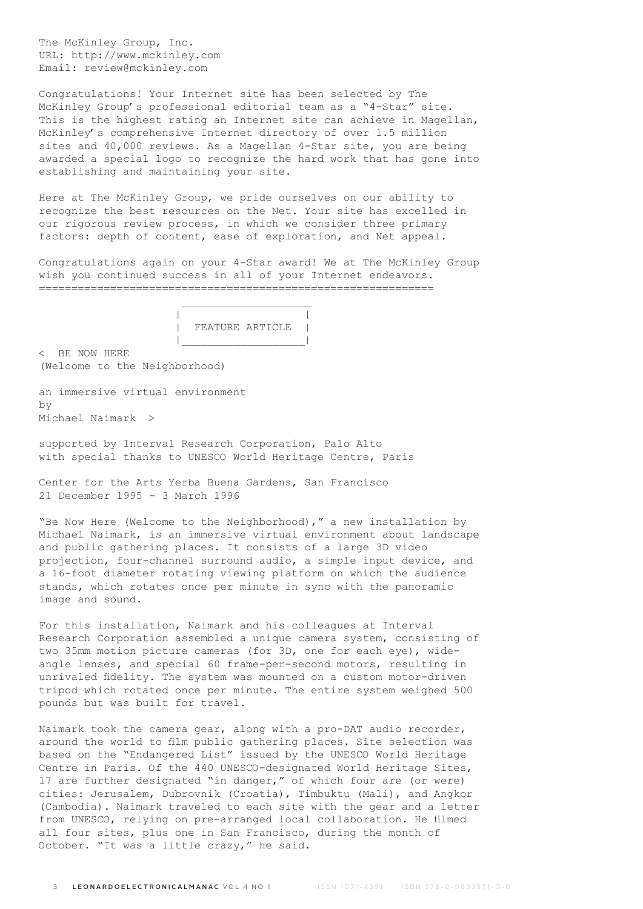The McKinley Group, Inc.
URL: http://www.mckinley.com
Email: review@mckinley.com

Congratulations! Your Internet site has been selected by The McKinley Group's professional editorial team as a "4-Star" site. This is the highest rating an Internet site can achieve in Magellan, McKinley's comprehensive Internet directory of over 1.5 million sites and 40,000 reviews. As a Magellan 4-Star site, you are being awarded a special logo to recognize the hard work that has gone into establishing and maintaining your site.

Here at The McKinley Group, we pride ourselves on our ability to recognize the best resources on the Net. Your site has excelled in our rigorous review process, in which we consider three primary factors: depth of content, ease of exploration, and Net appeal.

Congratulations again on your 4-Star award! We at The McKinley Group wish you continued success in all of your Internet endeavors.

---

## FEATURE ARTICLE

< BE NOW HERE
(Welcome to the Neighborhood)

an immersive virtual environment
by
Michael Naimark >

supported by Interval Research Corporation, Palo Alto
with special thanks to UNESCO World Heritage Centre, Paris

Center for the Arts Yerba Buena Gardens, San Francisco
21 December 1995 - 3 March 1996

"Be Now Here (Welcome to the Neighborhood)," a new installation by Michael Naimark, is an immersive virtual environment about landscape and public gathering places. It consists of a large 3D video projection, four-channel surround audio, a simple input device, and a 16-foot diameter rotating viewing platform on which the audience stands, which rotates once per minute in sync with the panoramic image and sound.

For this installation, Naimark and his colleagues at Interval Research Corporation assembled a unique camera system, consisting of two 35mm motion picture cameras (for 3D, one for each eye), wide-angle lenses, and special 60 frame-per-second motors, resulting in unrivaled fidelity. The system was mounted on a custom motor-driven tripod which rotated once per minute. The entire system weighed 500 pounds but was built for travel.

Naimark took the camera gear, along with a pro-DAT audio recorder, around the world to film public gathering places. Site selection was based on the "Endangered List" issued by the UNESCO World Heritage Centre in Paris. Of the 440 UNESCO-designated World Heritage Sites, 17 are further designated "in danger," of which four are (or were) cities: Jerusalem, Dubrovnik (Croatia), Timbuktu (Mali), and Angkor (Cambodia). Naimark traveled to each site with the gear and a letter from UNESCO, relying on pre-arranged local collaboration. He filmed all four sites, plus one in San Francisco, during the month of October. "It was a little crazy," he said.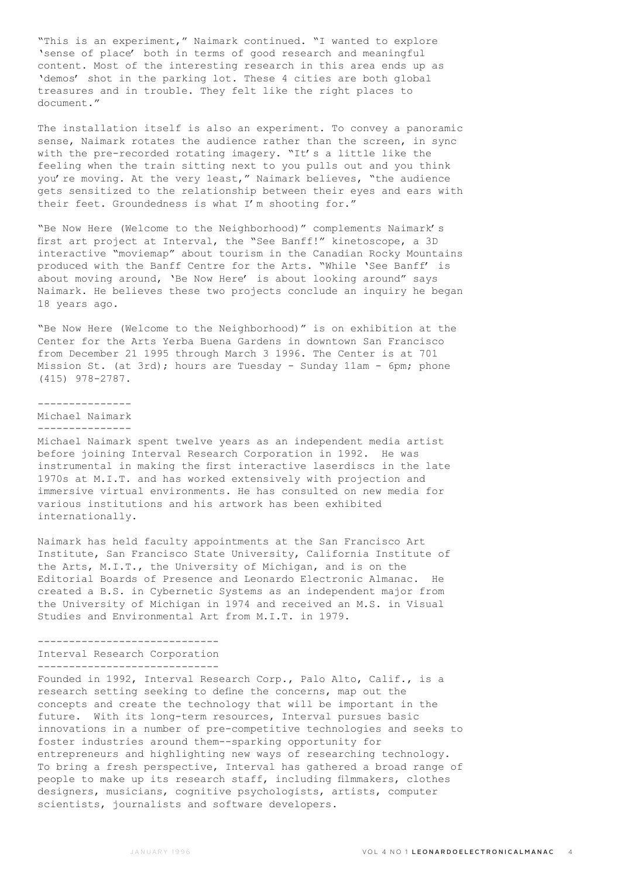"This is an experiment," Naimark continued. "I wanted to explore 'sense of place' both in terms of good research and meaningful content. Most of the interesting research in this area ends up as 'demos' shot in the parking lot. These 4 cities are both global treasures and in trouble. They felt like the right places to document."

The installation itself is also an experiment. To convey a panoramic sense, Naimark rotates the audience rather than the screen, in sync with the pre-recorded rotating imagery. "It's a little like the feeling when the train sitting next to you pulls out and you think you're moving. At the very least," Naimark believes, "the audience gets sensitized to the relationship between their eyes and ears with their feet. Groundedness is what I'm shooting for."

"Be Now Here (Welcome to the Neighborhood)" complements Naimark's first art project at Interval, the "See Banff!" kinetoscope, a 3D interactive "moviemap" about tourism in the Canadian Rocky Mountains produced with the Banff Centre for the Arts. "While 'See Banff' is about moving around, 'Be Now Here' is about looking around" says Naimark. He believes these two projects conclude an inquiry he began 18 years ago.

"Be Now Here (Welcome to the Neighborhood)" is on exhibition at the Center for the Arts Yerba Buena Gardens in downtown San Francisco from December 21 1995 through March 3 1996. The Center is at 701 Mission St. (at 3rd); hours are Tuesday - Sunday 11am - 6pm; phone (415) 978-2787.

## Michael Naimark

Michael Naimark spent twelve years as an independent media artist before joining Interval Research Corporation in 1992. He was instrumental in making the first interactive laserdiscs in the late 1970s at M.I.T. and has worked extensively with projection and immersive virtual environments. He has consulted on new media for various institutions and his artwork has been exhibited internationally.

Naimark has held faculty appointments at the San Francisco Art Institute, San Francisco State University, California Institute of the Arts, M.I.T., the University of Michigan, and is on the Editorial Boards of Presence and Leonardo Electronic Almanac. He created a B.S. in Cybernetic Systems as an independent major from the University of Michigan in 1974 and received an M.S. in Visual Studies and Environmental Art from M.I.T. in 1979.

## Interval Research Corporation

Founded in 1992, Interval Research Corp., Palo Alto, Calif., is a research setting seeking to define the concerns, map out the concepts and create the technology that will be important in the future. With its long-term resources, Interval pursues basic innovations in a number of pre-competitive technologies and seeks to foster industries around them--sparking opportunity for entrepreneurs and highlighting new ways of researching technology. To bring a fresh perspective, Interval has gathered a broad range of people to make up its research staff, including filmmakers, clothes designers, musicians, cognitive psychologists, artists, computer scientists, journalists and software developers.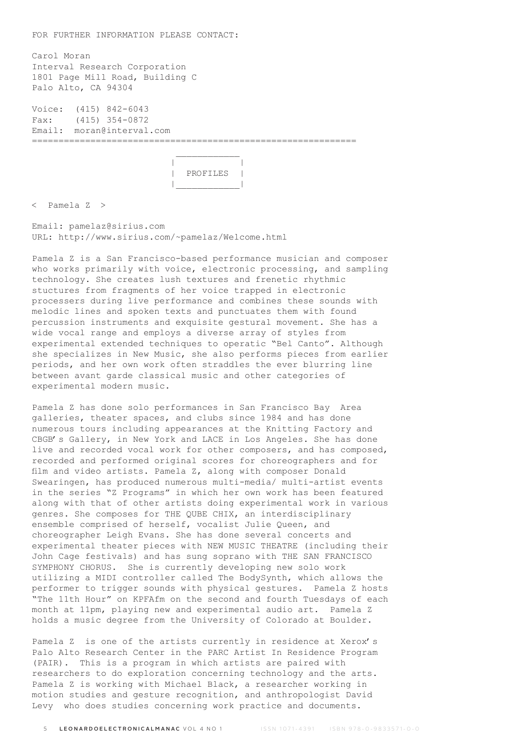FOR FURTHER INFORMATION PLEASE CONTACT:

Carol Moran
Interval Research Corporation
1801 Page Mill Road, Building C
Palo Alto, CA 94304

Voice: (415) 842-6043
Fax: (415) 354-0872
Email: moran@interval.com

---

## PROFILES

< Pamela Z >

Email: pamelaz@sirius.com
URL: http://www.sirius.com/~pamelaz/Welcome.html

Pamela Z is a San Francisco-based performance musician and composer who works primarily with voice, electronic processing, and sampling technology. She creates lush textures and frenetic rhythmic stuctures from fragments of her voice trapped in electronic processers during live performance and combines these sounds with melodic lines and spoken texts and punctuates them with found percussion instruments and exquisite gestural movement. She has a wide vocal range and employs a diverse array of styles from experimental extended techniques to operatic "Bel Canto". Although she specializes in New Music, she also performs pieces from earlier periods, and her own work often straddles the ever blurring line between avant garde classical music and other categories of experimental modern music.

Pamela Z has done solo performances in San Francisco Bay Area galleries, theater spaces, and clubs since 1984 and has done numerous tours including appearances at the Knitting Factory and CBGB's Gallery, in New York and LACE in Los Angeles. She has done live and recorded vocal work for other composers, and has composed, recorded and performed original scores for choreographers and for film and video artists. Pamela Z, along with composer Donald Swearingen, has produced numerous multi-media/ multi-artist events in the series "Z Programs" in which her own work has been featured along with that of other artists doing experimental work in various genres. She composes for THE QUBE CHIX, an interdisciplinary ensemble comprised of herself, vocalist Julie Queen, and choreographer Leigh Evans. She has done several concerts and experimental theater pieces with NEW MUSIC THEATRE (including their John Cage festivals) and has sung soprano with THE SAN FRANCISCO SYMPHONY CHORUS. She is currently developing new solo work utilizing a MIDI controller called The BodySynth, which allows the performer to trigger sounds with physical gestures. Pamela Z hosts "The 11th Hour" on KPFAfm on the second and fourth Tuesdays of each month at 11pm, playing new and experimental audio art. Pamela Z holds a music degree from the University of Colorado at Boulder.

Pamela Z is one of the artists currently in residence at Xerox's Palo Alto Research Center in the PARC Artist In Residence Program (PAIR). This is a program in which artists are paired with researchers to do exploration concerning technology and the arts. Pamela Z is working with Michael Black, a researcher working in motion studies and gesture recognition, and anthropologist David Levy who does studies concerning work practice and documents.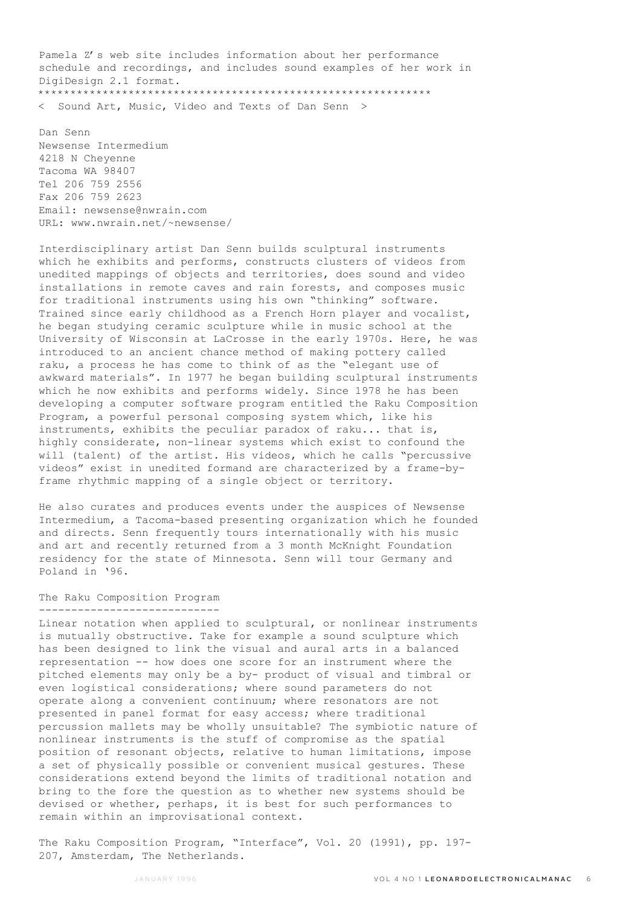Pamela Z's web site includes information about her performance schedule and recordings, and includes sound examples of her work in DigiDesign 2.1 format.

\*\*\*\*\*\*\*\*\*\*\*\*\*\*\*\*\*\*\*\*\*\*\*\*\*\*\*\*\*\*\*\*\*\*\*\*\*\*\*\*\*\*\*\*\*\*\*\*\*\*\*\*\*\*\*\*\*\*\*\*

< Sound Art, Music, Video and Texts of Dan Senn >

Dan Senn
Newsense Intermedium
4218 N Cheyenne
Tacoma WA 98407
Tel 206 759 2556
Fax 206 759 2623
Email: newsense@nwrain.com
URL: www.nwrain.net/~newsense/

Interdisciplinary artist Dan Senn builds sculptural instruments which he exhibits and performs, constructs clusters of videos from unedited mappings of objects and territories, does sound and video installations in remote caves and rain forests, and composes music for traditional instruments using his own "thinking" software. Trained since early childhood as a French Horn player and vocalist, he began studying ceramic sculpture while in music school at the University of Wisconsin at LaCrosse in the early 1970s. Here, he was introduced to an ancient chance method of making pottery called raku, a process he has come to think of as the "elegant use of awkward materials". In 1977 he began building sculptural instruments which he now exhibits and performs widely. Since 1978 he has been developing a computer software program entitled the Raku Composition Program, a powerful personal composing system which, like his instruments, exhibits the peculiar paradox of raku... that is, highly considerate, non-linear systems which exist to confound the will (talent) of the artist. His videos, which he calls "percussive videos" exist in unedited formand are characterized by a frame-by-frame rhythmic mapping of a single object or territory.

He also curates and produces events under the auspices of Newsense Intermedium, a Tacoma-based presenting organization which he founded and directs. Senn frequently tours internationally with his music and art and recently returned from a 3 month McKnight Foundation residency for the state of Minnesota. Senn will tour Germany and Poland in '96.

## The Raku Composition Program

Linear notation when applied to sculptural, or nonlinear instruments is mutually obstructive. Take for example a sound sculpture which has been designed to link the visual and aural arts in a balanced representation -- how does one score for an instrument where the pitched elements may only be a by- product of visual and timbral or even logistical considerations; where sound parameters do not operate along a convenient continuum; where resonators are not presented in panel format for easy access; where traditional percussion mallets may be wholly unsuitable? The symbiotic nature of nonlinear instruments is the stuff of compromise as the spatial position of resonant objects, relative to human limitations, impose a set of physically possible or convenient musical gestures. These considerations extend beyond the limits of traditional notation and bring to the fore the question as to whether new systems should be devised or whether, perhaps, it is best for such performances to remain within an improvisational context.

The Raku Composition Program, "Interface", Vol. 20 (1991), pp. 197-207, Amsterdam, The Netherlands.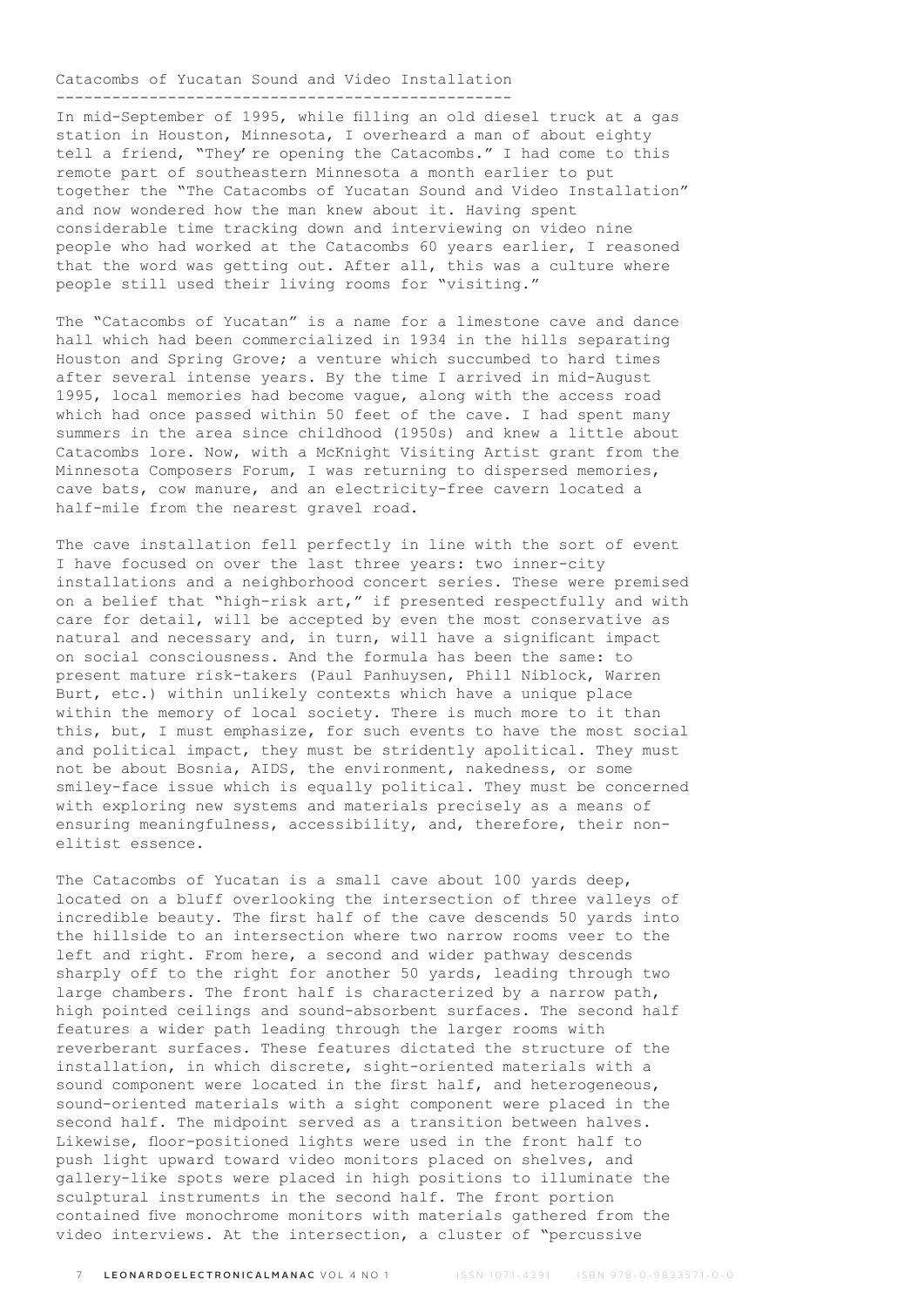## Catacombs of Yucatan Sound and Video Installation

In mid-September of 1995, while filling an old diesel truck at a gas station in Houston, Minnesota, I overheard a man of about eighty tell a friend, "They're opening the Catacombs." I had come to this remote part of southeastern Minnesota a month earlier to put together the "The Catacombs of Yucatan Sound and Video Installation" and now wondered how the man knew about it. Having spent considerable time tracking down and interviewing on video nine people who had worked at the Catacombs 60 years earlier, I reasoned that the word was getting out. After all, this was a culture where people still used their living rooms for "visiting."

The "Catacombs of Yucatan" is a name for a limestone cave and dance hall which had been commercialized in 1934 in the hills separating Houston and Spring Grove; a venture which succumbed to hard times after several intense years. By the time I arrived in mid-August 1995, local memories had become vague, along with the access road which had once passed within 50 feet of the cave. I had spent many summers in the area since childhood (1950s) and knew a little about Catacombs lore. Now, with a McKnight Visiting Artist grant from the Minnesota Composers Forum, I was returning to dispersed memories, cave bats, cow manure, and an electricity-free cavern located a half-mile from the nearest gravel road.

The cave installation fell perfectly in line with the sort of event I have focused on over the last three years: two inner-city installations and a neighborhood concert series. These were premised on a belief that "high-risk art," if presented respectfully and with care for detail, will be accepted by even the most conservative as natural and necessary and, in turn, will have a significant impact on social consciousness. And the formula has been the same: to present mature risk-takers (Paul Panhuysen, Phill Niblock, Warren Burt, etc.) within unlikely contexts which have a unique place within the memory of local society. There is much more to it than this, but, I must emphasize, for such events to have the most social and political impact, they must be stridently apolitical. They must not be about Bosnia, AIDS, the environment, nakedness, or some smiley-face issue which is equally political. They must be concerned with exploring new systems and materials precisely as a means of ensuring meaningfulness, accessibility, and, therefore, their non-elitist essence.

The Catacombs of Yucatan is a small cave about 100 yards deep, located on a bluff overlooking the intersection of three valleys of incredible beauty. The first half of the cave descends 50 yards into the hillside to an intersection where two narrow rooms veer to the left and right. From here, a second and wider pathway descends sharply off to the right for another 50 yards, leading through two large chambers. The front half is characterized by a narrow path, high pointed ceilings and sound-absorbent surfaces. The second half features a wider path leading through the larger rooms with reverberant surfaces. These features dictated the structure of the installation, in which discrete, sight-oriented materials with a sound component were located in the first half, and heterogeneous, sound-oriented materials with a sight component were placed in the second half. The midpoint served as a transition between halves. Likewise, floor-positioned lights were used in the front half to push light upward toward video monitors placed on shelves, and gallery-like spots were placed in high positions to illuminate the sculptural instruments in the second half. The front portion contained five monochrome monitors with materials gathered from the video interviews. At the intersection, a cluster of "percussive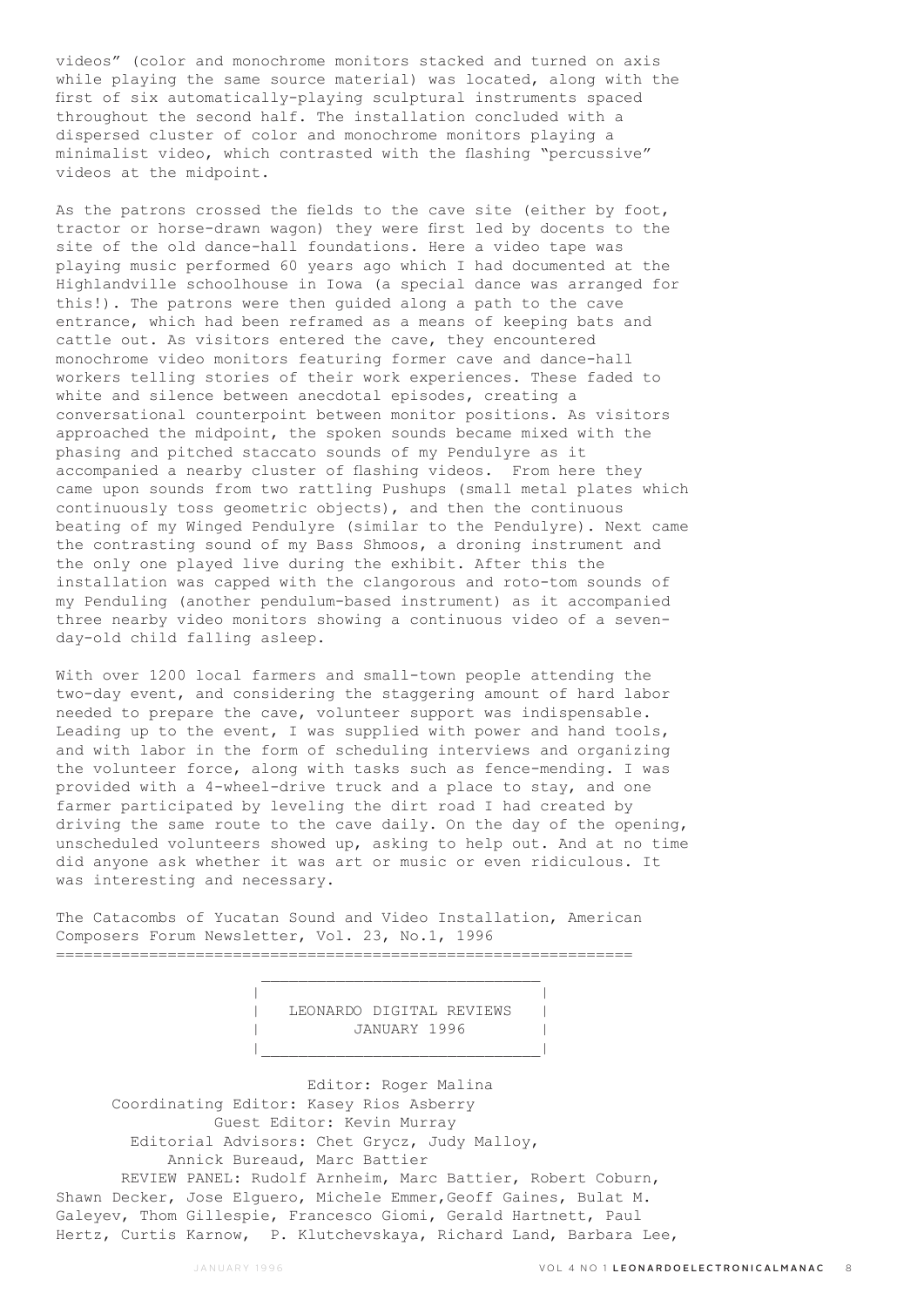videos" (color and monochrome monitors stacked and turned on axis while playing the same source material) was located, along with the first of six automatically-playing sculptural instruments spaced throughout the second half. The installation concluded with a dispersed cluster of color and monochrome monitors playing a minimalist video, which contrasted with the flashing "percussive" videos at the midpoint.

As the patrons crossed the fields to the cave site (either by foot, tractor or horse-drawn wagon) they were first led by docents to the site of the old dance-hall foundations. Here a video tape was playing music performed 60 years ago which I had documented at the Highlandville schoolhouse in Iowa (a special dance was arranged for this!). The patrons were then guided along a path to the cave entrance, which had been reframed as a means of keeping bats and cattle out. As visitors entered the cave, they encountered monochrome video monitors featuring former cave and dance-hall workers telling stories of their work experiences. These faded to white and silence between anecdotal episodes, creating a conversational counterpoint between monitor positions. As visitors approached the midpoint, the spoken sounds became mixed with the phasing and pitched staccato sounds of my Pendulyre as it accompanied a nearby cluster of flashing videos. From here they came upon sounds from two rattling Pushups (small metal plates which continuously toss geometric objects), and then the continuous beating of my Winged Pendulyre (similar to the Pendulyre). Next came the contrasting sound of my Bass Shmoos, a droning instrument and the only one played live during the exhibit. After this the installation was capped with the clangorous and roto-tom sounds of my Penduling (another pendulum-based instrument) as it accompanied three nearby video monitors showing a continuous video of a seven-day-old child falling asleep.

With over 1200 local farmers and small-town people attending the two-day event, and considering the staggering amount of hard labor needed to prepare the cave, volunteer support was indispensable. Leading up to the event, I was supplied with power and hand tools, and with labor in the form of scheduling interviews and organizing the volunteer force, along with tasks such as fence-mending. I was provided with a 4-wheel-drive truck and a place to stay, and one farmer participated by leveling the dirt road I had created by driving the same route to the cave daily. On the day of the opening, unscheduled volunteers showed up, asking to help out. And at no time did anyone ask whether it was art or music or even ridiculous. It was interesting and necessary.

The Catacombs of Yucatan Sound and Video Installation, American Composers Forum Newsletter, Vol. 23, No.1, 1996

=============================================================

## LEONARDO DIGITAL REVIEWS
## JANUARY 1996

Editor: Roger Malina

Coordinating Editor: Kasey Rios Asberry

Guest Editor: Kevin Murray

Editorial Advisors: Chet Grycz, Judy Malloy, Annick Bureaud, Marc Battier

REVIEW PANEL: Rudolf Arnheim, Marc Battier, Robert Coburn, Shawn Decker, Jose Elguero, Michele Emmer,Geoff Gaines, Bulat M. Galeyev, Thom Gillespie, Francesco Giomi, Gerald Hartnett, Paul Hertz, Curtis Karnow, P. Klutchevskaya, Richard Land, Barbara Lee,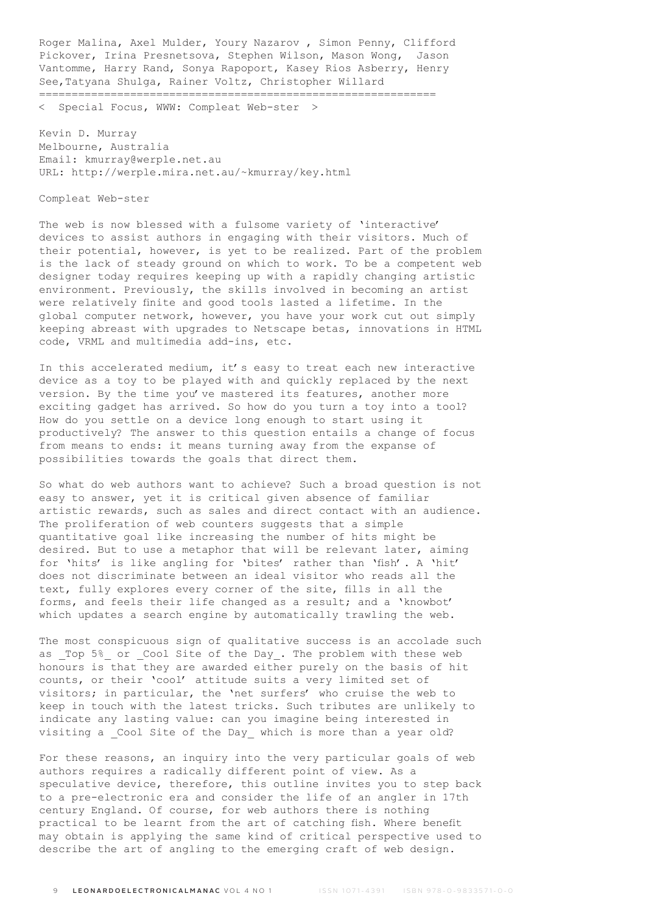Roger Malina, Axel Mulder, Youry Nazarov , Simon Penny, Clifford Pickover, Irina Presnetsova, Stephen Wilson, Mason Wong, Jason Vantomme, Harry Rand, Sonya Rapoport, Kasey Rios Asberry, Henry See,Tatyana Shulga, Rainer Voltz, Christopher Willard

=============================================================

< Special Focus, WWW: Compleat Web-ster >

Kevin D. Murray
Melbourne, Australia
Email: kmurray@werple.net.au
URL: http://werple.mira.net.au/~kmurray/key.html

## Compleat Web-ster

The web is now blessed with a fulsome variety of 'interactive' devices to assist authors in engaging with their visitors. Much of their potential, however, is yet to be realized. Part of the problem is the lack of steady ground on which to work. To be a competent web designer today requires keeping up with a rapidly changing artistic environment. Previously, the skills involved in becoming an artist were relatively finite and good tools lasted a lifetime. In the global computer network, however, you have your work cut out simply keeping abreast with upgrades to Netscape betas, innovations in HTML code, VRML and multimedia add-ins, etc.

In this accelerated medium, it's easy to treat each new interactive device as a toy to be played with and quickly replaced by the next version. By the time you've mastered its features, another more exciting gadget has arrived. So how do you turn a toy into a tool? How do you settle on a device long enough to start using it productively? The answer to this question entails a change of focus from means to ends: it means turning away from the expanse of possibilities towards the goals that direct them.

So what do web authors want to achieve? Such a broad question is not easy to answer, yet it is critical given absence of familiar artistic rewards, such as sales and direct contact with an audience. The proliferation of web counters suggests that a simple quantitative goal like increasing the number of hits might be desired. But to use a metaphor that will be relevant later, aiming for 'hits' is like angling for 'bites' rather than 'fish'. A 'hit' does not discriminate between an ideal visitor who reads all the text, fully explores every corner of the site, fills in all the forms, and feels their life changed as a result; and a 'knowbot' which updates a search engine by automatically trawling the web.

The most conspicuous sign of qualitative success is an accolade such as _Top 5%_ or _Cool Site of the Day_. The problem with these web honours is that they are awarded either purely on the basis of hit counts, or their 'cool' attitude suits a very limited set of visitors; in particular, the 'net surfers' who cruise the web to keep in touch with the latest tricks. Such tributes are unlikely to indicate any lasting value: can you imagine being interested in visiting a _Cool Site of the Day_ which is more than a year old?

For these reasons, an inquiry into the very particular goals of web authors requires a radically different point of view. As a speculative device, therefore, this outline invites you to step back to a pre-electronic era and consider the life of an angler in 17th century England. Of course, for web authors there is nothing practical to be learnt from the art of catching fish. Where benefit may obtain is applying the same kind of critical perspective used to describe the art of angling to the emerging craft of web design.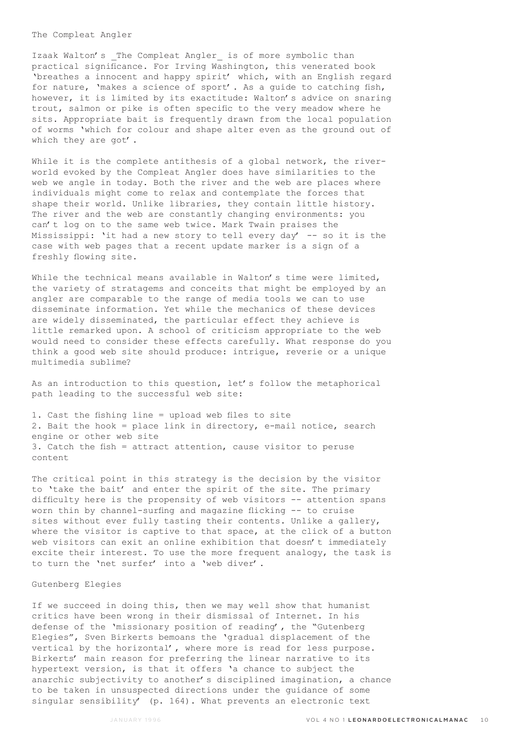## The Compleat Angler

Izaak Walton's _The Compleat Angler_ is of more symbolic than practical significance. For Irving Washington, this venerated book 'breathes a innocent and happy spirit' which, with an English regard for nature, 'makes a science of sport'. As a guide to catching fish, however, it is limited by its exactitude: Walton's advice on snaring trout, salmon or pike is often specific to the very meadow where he sits. Appropriate bait is frequently drawn from the local population of worms 'which for colour and shape alter even as the ground out of which they are got'.

While it is the complete antithesis of a global network, the river-world evoked by the Compleat Angler does have similarities to the web we angle in today. Both the river and the web are places where individuals might come to relax and contemplate the forces that shape their world. Unlike libraries, they contain little history. The river and the web are constantly changing environments: you can't log on to the same web twice. Mark Twain praises the Mississippi: 'it had a new story to tell every day' -- so it is the case with web pages that a recent update marker is a sign of a freshly flowing site.

While the technical means available in Walton's time were limited, the variety of stratagems and conceits that might be employed by an angler are comparable to the range of media tools we can to use disseminate information. Yet while the mechanics of these devices are widely disseminated, the particular effect they achieve is little remarked upon. A school of criticism appropriate to the web would need to consider these effects carefully. What response do you think a good web site should produce: intrigue, reverie or a unique multimedia sublime?

As an introduction to this question, let's follow the metaphorical path leading to the successful web site:

1. Cast the fishing line = upload web files to site
2. Bait the hook = place link in directory, e-mail notice, search engine or other web site
3. Catch the fish = attract attention, cause visitor to peruse content

The critical point in this strategy is the decision by the visitor to 'take the bait' and enter the spirit of the site. The primary difficulty here is the propensity of web visitors -- attention spans worn thin by channel-surfing and magazine flicking -- to cruise sites without ever fully tasting their contents. Unlike a gallery, where the visitor is captive to that space, at the click of a button web visitors can exit an online exhibition that doesn't immediately excite their interest. To use the more frequent analogy, the task is to turn the 'net surfer' into a 'web diver'.

## Gutenberg Elegies

If we succeed in doing this, then we may well show that humanist critics have been wrong in their dismissal of Internet. In his defense of the 'missionary position of reading', the "Gutenberg Elegies", Sven Birkerts bemoans the 'gradual displacement of the vertical by the horizontal', where more is read for less purpose. Birkerts' main reason for preferring the linear narrative to its hypertext version, is that it offers 'a chance to subject the anarchic subjectivity to another's disciplined imagination, a chance to be taken in unsuspected directions under the guidance of some singular sensibility' (p. 164). What prevents an electronic text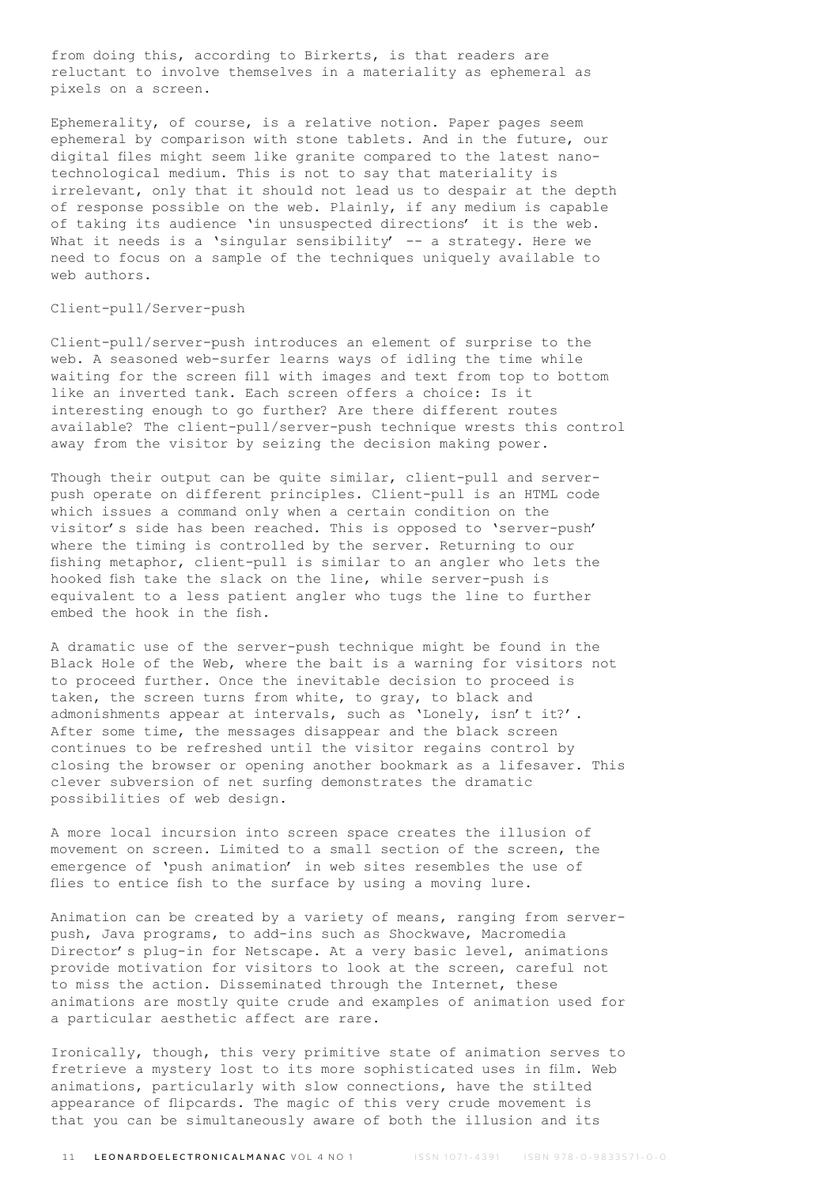from doing this, according to Birkerts, is that readers are reluctant to involve themselves in a materiality as ephemeral as pixels on a screen.

Ephemerality, of course, is a relative notion. Paper pages seem ephemeral by comparison with stone tablets. And in the future, our digital files might seem like granite compared to the latest nano-technological medium. This is not to say that materiality is irrelevant, only that it should not lead us to despair at the depth of response possible on the web. Plainly, if any medium is capable of taking its audience 'in unsuspected directions' it is the web. What it needs is a 'singular sensibility' -- a strategy. Here we need to focus on a sample of the techniques uniquely available to web authors.

## Client-pull/Server-push

Client-pull/server-push introduces an element of surprise to the web. A seasoned web-surfer learns ways of idling the time while waiting for the screen fill with images and text from top to bottom like an inverted tank. Each screen offers a choice: Is it interesting enough to go further? Are there different routes available? The client-pull/server-push technique wrests this control away from the visitor by seizing the decision making power.

Though their output can be quite similar, client-pull and server-push operate on different principles. Client-pull is an HTML code which issues a command only when a certain condition on the visitor's side has been reached. This is opposed to 'server-push' where the timing is controlled by the server. Returning to our fishing metaphor, client-pull is similar to an angler who lets the hooked fish take the slack on the line, while server-push is equivalent to a less patient angler who tugs the line to further embed the hook in the fish.

A dramatic use of the server-push technique might be found in the Black Hole of the Web, where the bait is a warning for visitors not to proceed further. Once the inevitable decision to proceed is taken, the screen turns from white, to gray, to black and admonishments appear at intervals, such as 'Lonely, isn't it?'. After some time, the messages disappear and the black screen continues to be refreshed until the visitor regains control by closing the browser or opening another bookmark as a lifesaver. This clever subversion of net surfing demonstrates the dramatic possibilities of web design.

A more local incursion into screen space creates the illusion of movement on screen. Limited to a small section of the screen, the emergence of 'push animation' in web sites resembles the use of flies to entice fish to the surface by using a moving lure.

Animation can be created by a variety of means, ranging from server-push, Java programs, to add-ins such as Shockwave, Macromedia Director's plug-in for Netscape. At a very basic level, animations provide motivation for visitors to look at the screen, careful not to miss the action. Disseminated through the Internet, these animations are mostly quite crude and examples of animation used for a particular aesthetic affect are rare.

Ironically, though, this very primitive state of animation serves to fretrieve a mystery lost to its more sophisticated uses in film. Web animations, particularly with slow connections, have the stilted appearance of flipcards. The magic of this very crude movement is that you can be simultaneously aware of both the illusion and its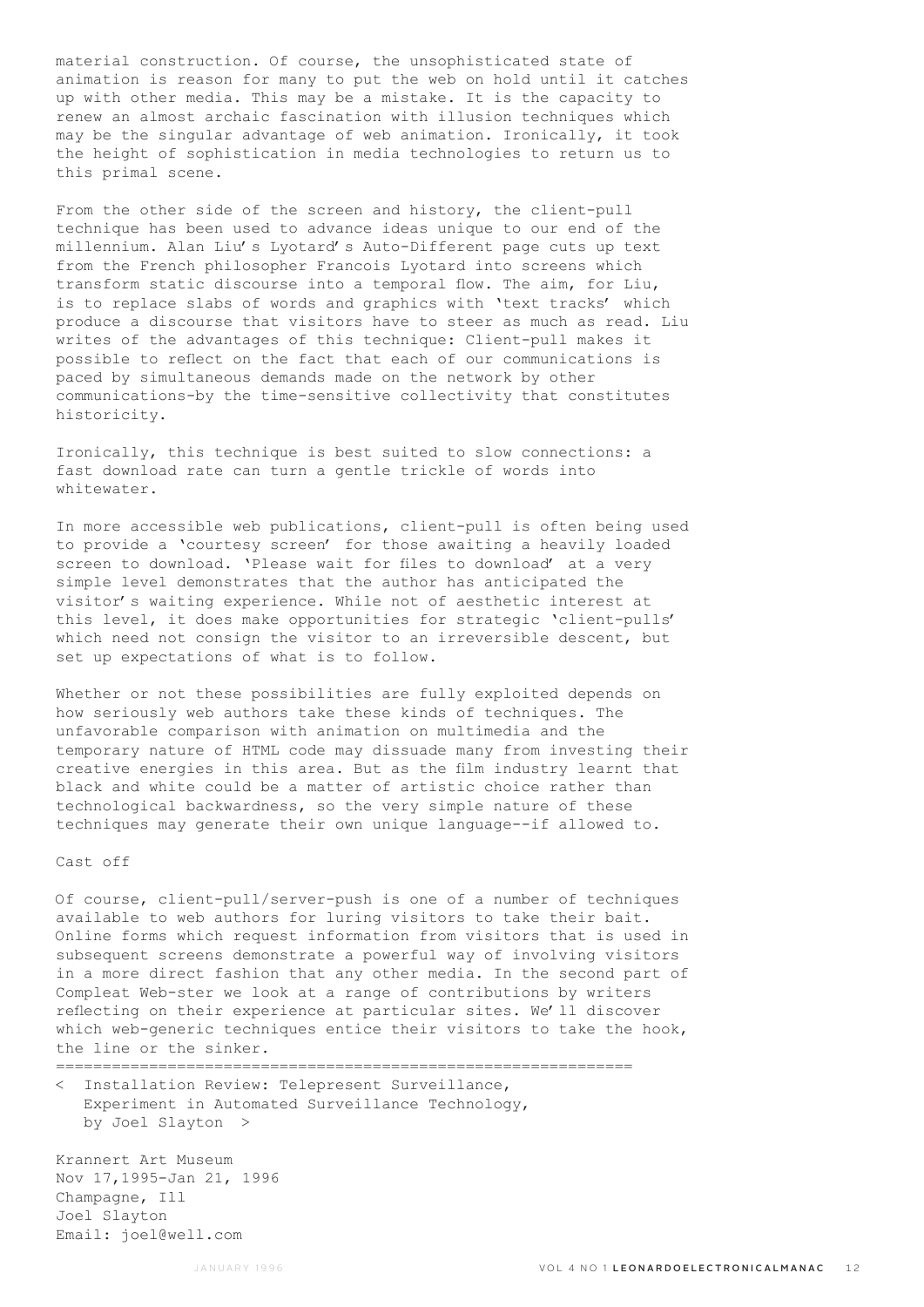material construction. Of course, the unsophisticated state of animation is reason for many to put the web on hold until it catches up with other media. This may be a mistake. It is the capacity to renew an almost archaic fascination with illusion techniques which may be the singular advantage of web animation. Ironically, it took the height of sophistication in media technologies to return us to this primal scene.

From the other side of the screen and history, the client-pull technique has been used to advance ideas unique to our end of the millennium. Alan Liu's Lyotard's Auto-Different page cuts up text from the French philosopher Francois Lyotard into screens which transform static discourse into a temporal flow. The aim, for Liu, is to replace slabs of words and graphics with 'text tracks' which produce a discourse that visitors have to steer as much as read. Liu writes of the advantages of this technique: Client-pull makes it possible to reflect on the fact that each of our communications is paced by simultaneous demands made on the network by other communications-by the time-sensitive collectivity that constitutes historicity.

Ironically, this technique is best suited to slow connections: a fast download rate can turn a gentle trickle of words into whitewater.

In more accessible web publications, client-pull is often being used to provide a 'courtesy screen' for those awaiting a heavily loaded screen to download. 'Please wait for files to download' at a very simple level demonstrates that the author has anticipated the visitor's waiting experience. While not of aesthetic interest at this level, it does make opportunities for strategic 'client-pulls' which need not consign the visitor to an irreversible descent, but set up expectations of what is to follow.

Whether or not these possibilities are fully exploited depends on how seriously web authors take these kinds of techniques. The unfavorable comparison with animation on multimedia and the temporary nature of HTML code may dissuade many from investing their creative energies in this area. But as the film industry learnt that black and white could be a matter of artistic choice rather than technological backwardness, so the very simple nature of these techniques may generate their own unique language--if allowed to.

Cast off

Of course, client-pull/server-push is one of a number of techniques available to web authors for luring visitors to take their bait. Online forms which request information from visitors that is used in subsequent screens demonstrate a powerful way of involving visitors in a more direct fashion that any other media. In the second part of Compleat Web-ster we look at a range of contributions by writers reflecting on their experience at particular sites. We'll discover which web-generic techniques entice their visitors to take the hook, the line or the sinker.

=============================================================

< Installation Review: Telepresent Surveillance, Experiment in Automated Surveillance Technology, by Joel Slayton >

Krannert Art Museum
Nov 17,1995-Jan 21, 1996
Champagne, Ill
Joel Slayton
Email: joel@well.com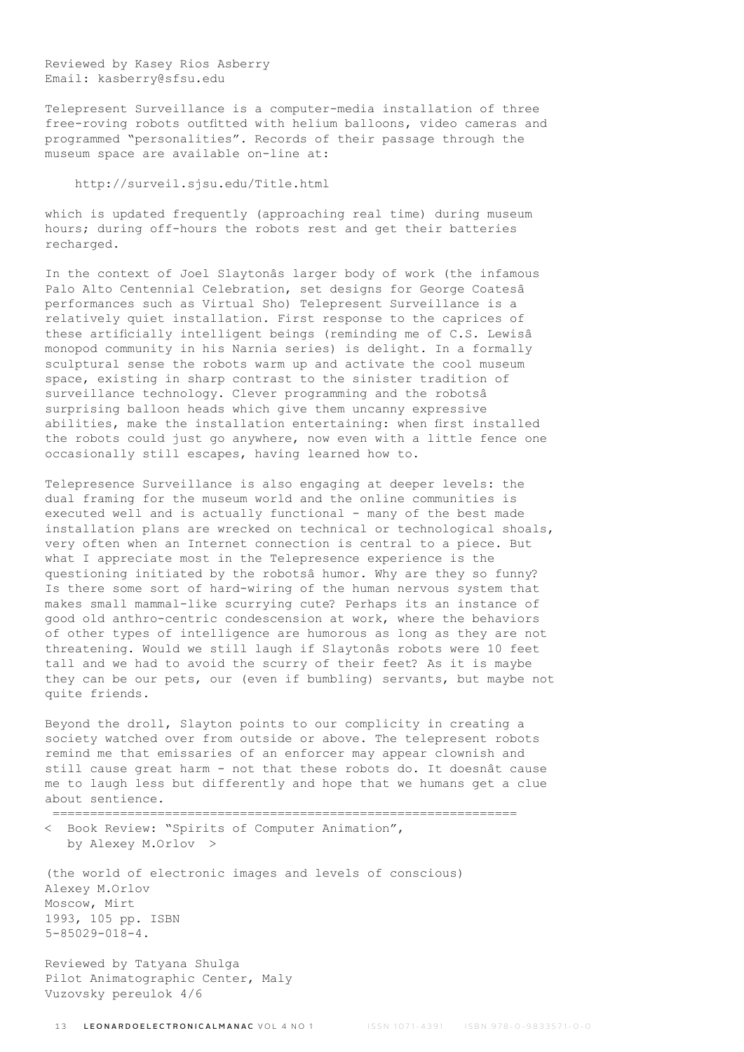Reviewed by Kasey Rios Asberry
Email: kasberry@sfsu.edu

Telepresent Surveillance is a computer-media installation of three free-roving robots outfitted with helium balloons, video cameras and programmed “personalities”. Records of their passage through the museum space are available on-line at:

http://surveil.sjsu.edu/Title.html

which is updated frequently (approaching real time) during museum hours; during off-hours the robots rest and get their batteries recharged.

In the context of Joel Slaytonâs larger body of work (the infamous Palo Alto Centennial Celebration, set designs for George Coatesâ performances such as Virtual Sho) Telepresent Surveillance is a relatively quiet installation. First response to the caprices of these artificially intelligent beings (reminding me of C.S. Lewisâ monopod community in his Narnia series) is delight. In a formally sculptural sense the robots warm up and activate the cool museum space, existing in sharp contrast to the sinister tradition of surveillance technology. Clever programming and the robotsâ surprising balloon heads which give them uncanny expressive abilities, make the installation entertaining: when first installed the robots could just go anywhere, now even with a little fence one occasionally still escapes, having learned how to.

Telepresence Surveillance is also engaging at deeper levels: the dual framing for the museum world and the online communities is executed well and is actually functional - many of the best made installation plans are wrecked on technical or technological shoals, very often when an Internet connection is central to a piece. But what I appreciate most in the Telepresence experience is the questioning initiated by the robotsâ humor. Why are they so funny? Is there some sort of hard-wiring of the human nervous system that makes small mammal-like scurrying cute? Perhaps its an instance of good old anthro-centric condescension at work, where the behaviors of other types of intelligence are humorous as long as they are not threatening. Would we still laugh if Slaytonâs robots were 10 feet tall and we had to avoid the scurry of their feet? As it is maybe they can be our pets, our (even if bumbling) servants, but maybe not quite friends.

Beyond the droll, Slayton points to our complicity in creating a society watched over from outside or above. The telepresent robots remind me that emissaries of an enforcer may appear clownish and still cause great harm - not that these robots do. It doesnât cause me to laugh less but differently and hope that we humans get a clue about sentience.

=============================================================

< Book Review: “Spirits of Computer Animation”, by Alexey M.Orlov >

(the world of electronic images and levels of conscious)
Alexey M.Orlov
Moscow, Mirt
1993, 105 pp. ISBN
5-85029-018-4.

Reviewed by Tatyana Shulga
Pilot Animatographic Center, Maly
Vuzovsky pereulok 4/6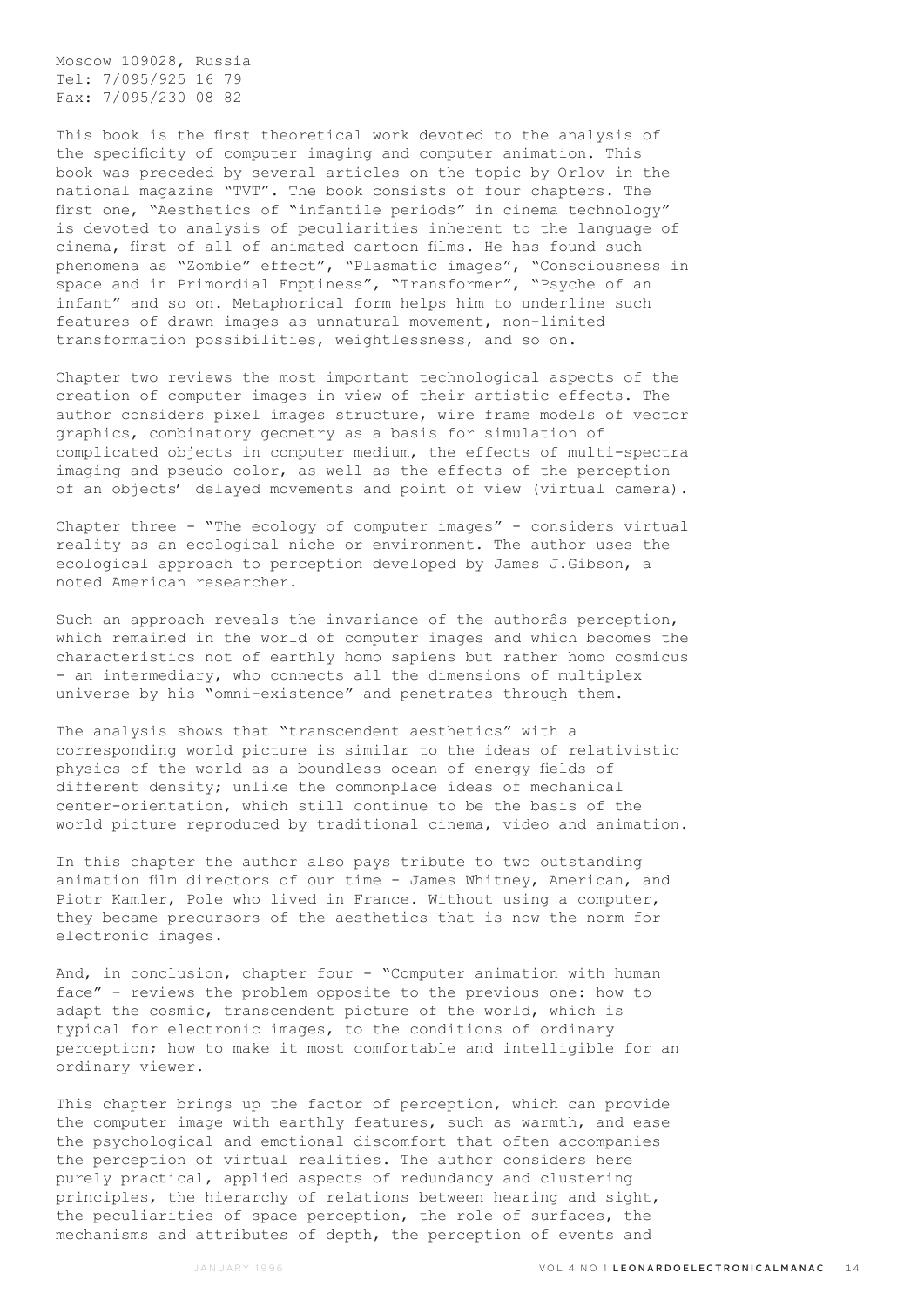Moscow 109028, Russia
Tel: 7/095/925 16 79
Fax: 7/095/230 08 82

This book is the first theoretical work devoted to the analysis of the specificity of computer imaging and computer animation. This book was preceded by several articles on the topic by Orlov in the national magazine "TVT". The book consists of four chapters. The first one, "Aesthetics of "infantile periods" in cinema technology" is devoted to analysis of peculiarities inherent to the language of cinema, first of all of animated cartoon films. He has found such phenomena as "Zombie" effect", "Plasmatic images", "Consciousness in space and in Primordial Emptiness", "Transformer", "Psyche of an infant" and so on. Metaphorical form helps him to underline such features of drawn images as unnatural movement, non-limited transformation possibilities, weightlessness, and so on.

Chapter two reviews the most important technological aspects of the creation of computer images in view of their artistic effects. The author considers pixel images structure, wire frame models of vector graphics, combinatory geometry as a basis for simulation of complicated objects in computer medium, the effects of multi-spectra imaging and pseudo color, as well as the effects of the perception of an objects' delayed movements and point of view (virtual camera).

Chapter three - "The ecology of computer images" - considers virtual reality as an ecological niche or environment. The author uses the ecological approach to perception developed by James J.Gibson, a noted American researcher.

Such an approach reveals the invariance of the authorâs perception, which remained in the world of computer images and which becomes the characteristics not of earthly homo sapiens but rather homo cosmicus - an intermediary, who connects all the dimensions of multiplex universe by his "omni-existence" and penetrates through them.

The analysis shows that "transcendent aesthetics" with a corresponding world picture is similar to the ideas of relativistic physics of the world as a boundless ocean of energy fields of different density; unlike the commonplace ideas of mechanical center-orientation, which still continue to be the basis of the world picture reproduced by traditional cinema, video and animation.

In this chapter the author also pays tribute to two outstanding animation film directors of our time - James Whitney, American, and Piotr Kamler, Pole who lived in France. Without using a computer, they became precursors of the aesthetics that is now the norm for electronic images.

And, in conclusion, chapter four - "Computer animation with human face" - reviews the problem opposite to the previous one: how to adapt the cosmic, transcendent picture of the world, which is typical for electronic images, to the conditions of ordinary perception; how to make it most comfortable and intelligible for an ordinary viewer.

This chapter brings up the factor of perception, which can provide the computer image with earthly features, such as warmth, and ease the psychological and emotional discomfort that often accompanies the perception of virtual realities. The author considers here purely practical, applied aspects of redundancy and clustering principles, the hierarchy of relations between hearing and sight, the peculiarities of space perception, the role of surfaces, the mechanisms and attributes of depth, the perception of events and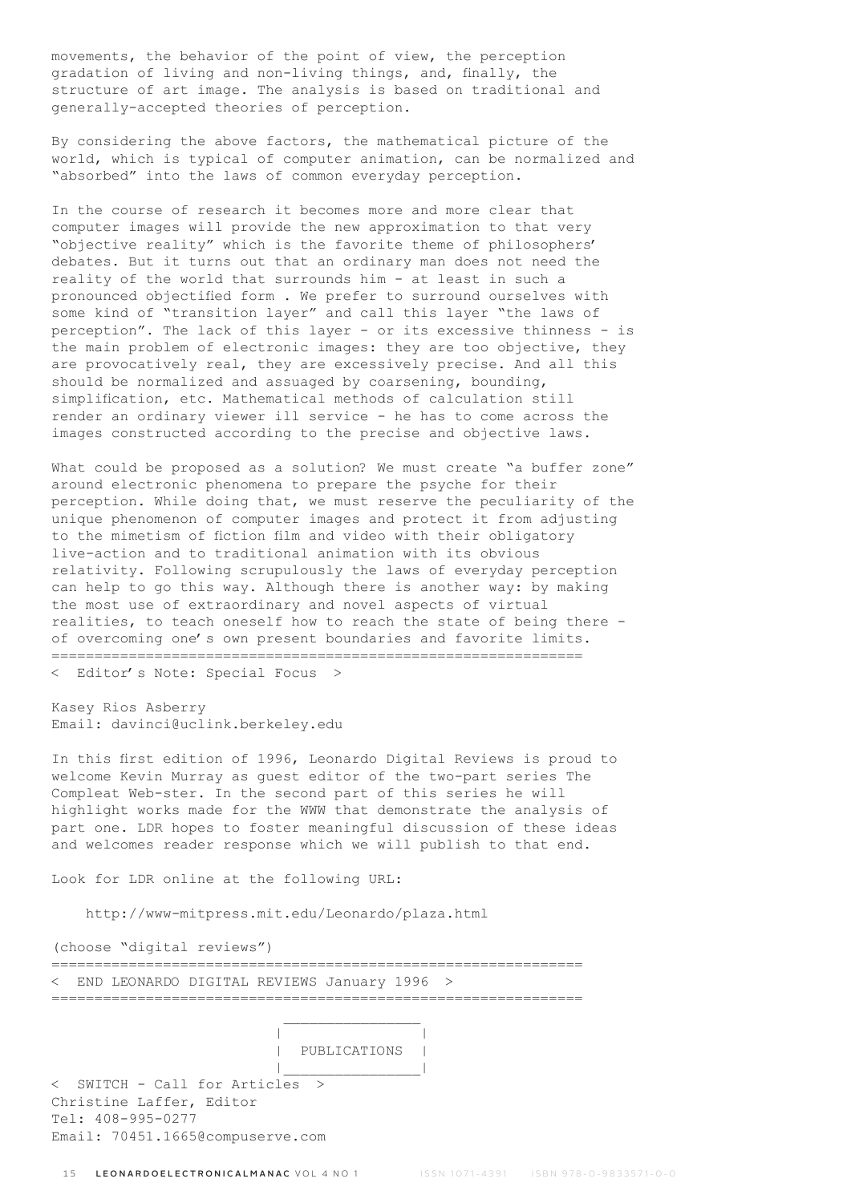movements, the behavior of the point of view, the perception gradation of living and non-living things, and, finally, the structure of art image. The analysis is based on traditional and generally-accepted theories of perception.

By considering the above factors, the mathematical picture of the world, which is typical of computer animation, can be normalized and "absorbed" into the laws of common everyday perception.

In the course of research it becomes more and more clear that computer images will provide the new approximation to that very "objective reality" which is the favorite theme of philosophers' debates. But it turns out that an ordinary man does not need the reality of the world that surrounds him - at least in such a pronounced objectified form . We prefer to surround ourselves with some kind of "transition layer" and call this layer "the laws of perception". The lack of this layer - or its excessive thinness - is the main problem of electronic images: they are too objective, they are provocatively real, they are excessively precise. And all this should be normalized and assuaged by coarsening, bounding, simplification, etc. Mathematical methods of calculation still render an ordinary viewer ill service - he has to come across the images constructed according to the precise and objective laws.

What could be proposed as a solution? We must create "a buffer zone" around electronic phenomena to prepare the psyche for their perception. While doing that, we must reserve the peculiarity of the unique phenomenon of computer images and protect it from adjusting to the mimetism of fiction film and video with their obligatory live-action and to traditional animation with its obvious relativity. Following scrupulously the laws of everyday perception can help to go this way. Although there is another way: by making the most use of extraordinary and novel aspects of virtual realities, to teach oneself how to reach the state of being there - of overcoming one's own present boundaries and favorite limits.

==============================================================

< Editor's Note: Special Focus >

Kasey Rios Asberry
Email: davinci@uclink.berkeley.edu

In this first edition of 1996, Leonardo Digital Reviews is proud to welcome Kevin Murray as guest editor of the two-part series The Compleat Web-ster. In the second part of this series he will highlight works made for the WWW that demonstrate the analysis of part one. LDR hopes to foster meaningful discussion of these ideas and welcomes reader response which we will publish to that end.

Look for LDR online at the following URL:

http://www-mitpress.mit.edu/Leonardo/plaza.html

(choose "digital reviews")

==============================================================

< END LEONARDO DIGITAL REVIEWS January 1996 >

==============================================================

## PUBLICATIONS

< SWITCH - Call for Articles >
Christine Laffer, Editor
Tel: 408-995-0277
Email: 70451.1665@compuserve.com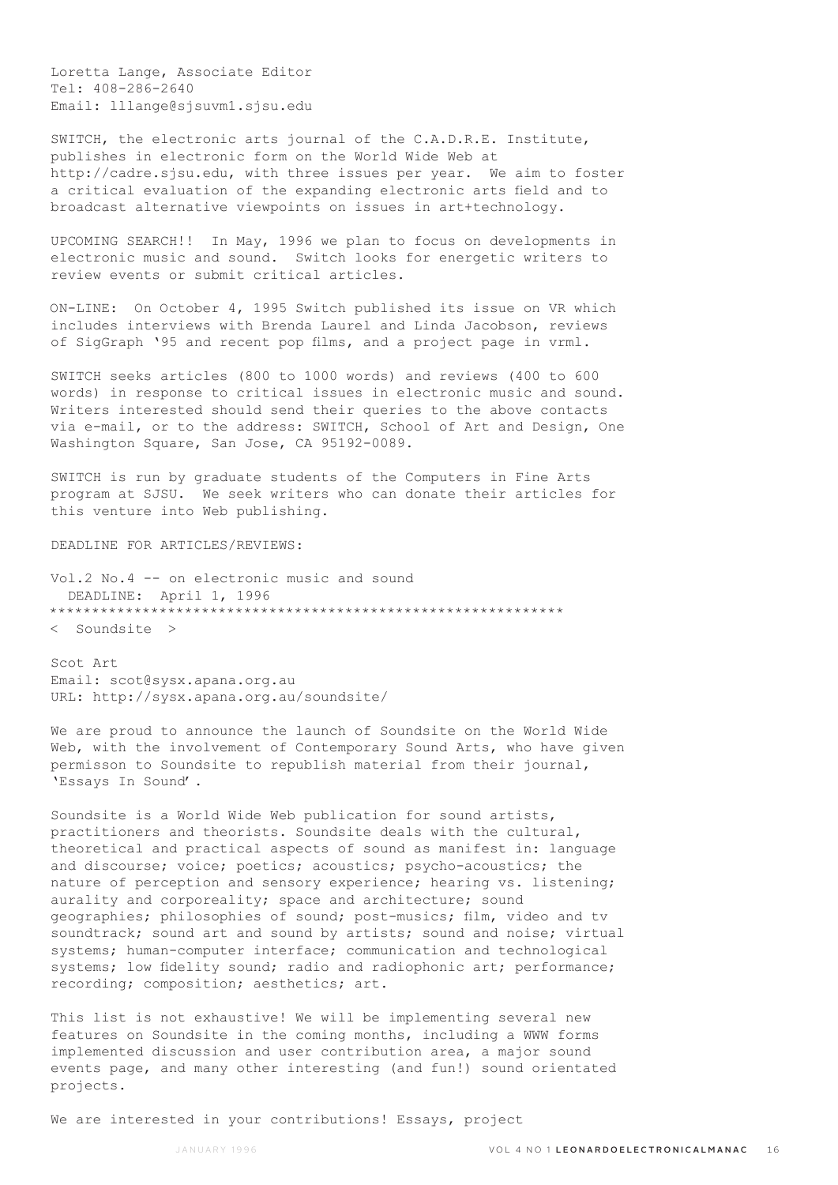Loretta Lange, Associate Editor
Tel: 408-286-2640
Email: lllange@sjsuvm1.sjsu.edu

SWITCH, the electronic arts journal of the C.A.D.R.E. Institute, publishes in electronic form on the World Wide Web at http://cadre.sjsu.edu, with three issues per year. We aim to foster a critical evaluation of the expanding electronic arts field and to broadcast alternative viewpoints on issues in art+technology.

UPCOMING SEARCH!! In May, 1996 we plan to focus on developments in electronic music and sound. Switch looks for energetic writers to review events or submit critical articles.

ON-LINE: On October 4, 1995 Switch published its issue on VR which includes interviews with Brenda Laurel and Linda Jacobson, reviews of SigGraph '95 and recent pop films, and a project page in vrml.

SWITCH seeks articles (800 to 1000 words) and reviews (400 to 600 words) in response to critical issues in electronic music and sound. Writers interested should send their queries to the above contacts via e-mail, or to the address: SWITCH, School of Art and Design, One Washington Square, San Jose, CA 95192-0089.

SWITCH is run by graduate students of the Computers in Fine Arts program at SJSU. We seek writers who can donate their articles for this venture into Web publishing.

DEADLINE FOR ARTICLES/REVIEWS:

Vol.2 No.4 -- on electronic music and sound
  DEADLINE: April 1, 1996

*************************************************************

< Soundsite >

Scot Art
Email: scot@sysx.apana.org.au
URL: http://sysx.apana.org.au/soundsite/

We are proud to announce the launch of Soundsite on the World Wide Web, with the involvement of Contemporary Sound Arts, who have given permisson to Soundsite to republish material from their journal, 'Essays In Sound'.

Soundsite is a World Wide Web publication for sound artists, practitioners and theorists. Soundsite deals with the cultural, theoretical and practical aspects of sound as manifest in: language and discourse; voice; poetics; acoustics; psycho-acoustics; the nature of perception and sensory experience; hearing vs. listening; aurality and corporeality; space and architecture; sound geographies; philosophies of sound; post-musics; film, video and tv soundtrack; sound art and sound by artists; sound and noise; virtual systems; human-computer interface; communication and technological systems; low fidelity sound; radio and radiophonic art; performance; recording; composition; aesthetics; art.

This list is not exhaustive! We will be implementing several new features on Soundsite in the coming months, including a WWW forms implemented discussion and user contribution area, a major sound events page, and many other interesting (and fun!) sound orientated projects.

We are interested in your contributions! Essays, project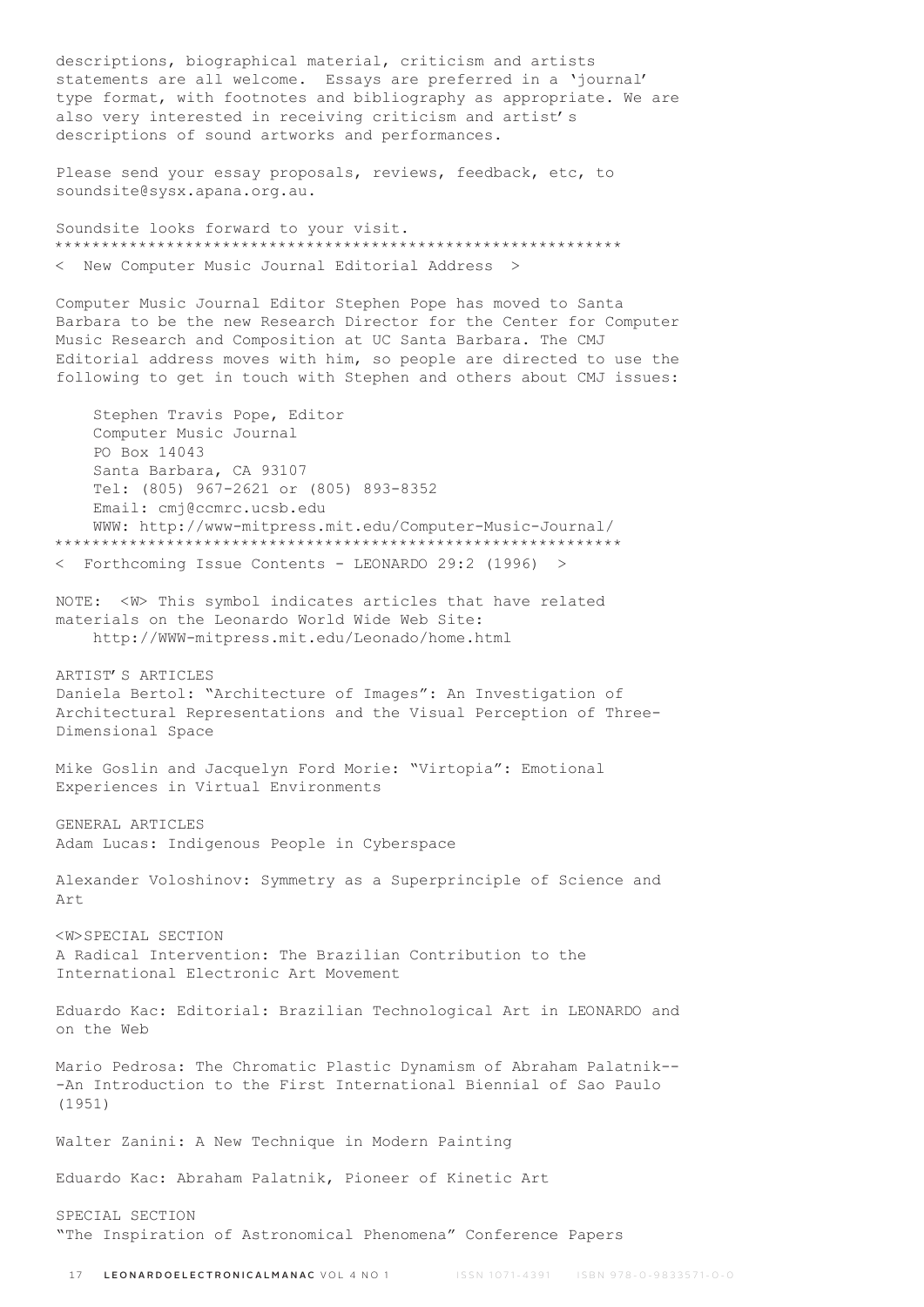descriptions, biographical material, criticism and artists statements are all welcome. Essays are preferred in a 'journal' type format, with footnotes and bibliography as appropriate. We are also very interested in receiving criticism and artist's descriptions of sound artworks and performances.

Please send your essay proposals, reviews, feedback, etc, to soundsite@sysx.apana.org.au.

Soundsite looks forward to your visit.

*************************************************************

< New Computer Music Journal Editorial Address >

Computer Music Journal Editor Stephen Pope has moved to Santa Barbara to be the new Research Director for the Center for Computer Music Research and Composition at UC Santa Barbara. The CMJ Editorial address moves with him, so people are directed to use the following to get in touch with Stephen and others about CMJ issues:

Stephen Travis Pope, Editor
Computer Music Journal
PO Box 14043
Santa Barbara, CA 93107
Tel: (805) 967-2621 or (805) 893-8352
Email: cmj@ccmrc.ucsb.edu
WWW: http://www-mitpress.mit.edu/Computer-Music-Journal/

*************************************************************

< Forthcoming Issue Contents - LEONARDO 29:2 (1996) >

NOTE: <W> This symbol indicates articles that have related materials on the Leonardo World Wide Web Site:
http://WWW-mitpress.mit.edu/Leonado/home.html

ARTIST'S ARTICLES

Daniela Bertol: "Architecture of Images": An Investigation of Architectural Representations and the Visual Perception of Three-Dimensional Space

Mike Goslin and Jacquelyn Ford Morie: "Virtopia": Emotional Experiences in Virtual Environments

GENERAL ARTICLES

Adam Lucas: Indigenous People in Cyberspace

Alexander Voloshinov: Symmetry as a Superprinciple of Science and Art

<W>SPECIAL SECTION

A Radical Intervention: The Brazilian Contribution to the International Electronic Art Movement

Eduardo Kac: Editorial: Brazilian Technological Art in LEONARDO and on the Web

Mario Pedrosa: The Chromatic Plastic Dynamism of Abraham Palatnik---An Introduction to the First International Biennial of Sao Paulo (1951)

Walter Zanini: A New Technique in Modern Painting

Eduardo Kac: Abraham Palatnik, Pioneer of Kinetic Art

SPECIAL SECTION

"The Inspiration of Astronomical Phenomena" Conference Papers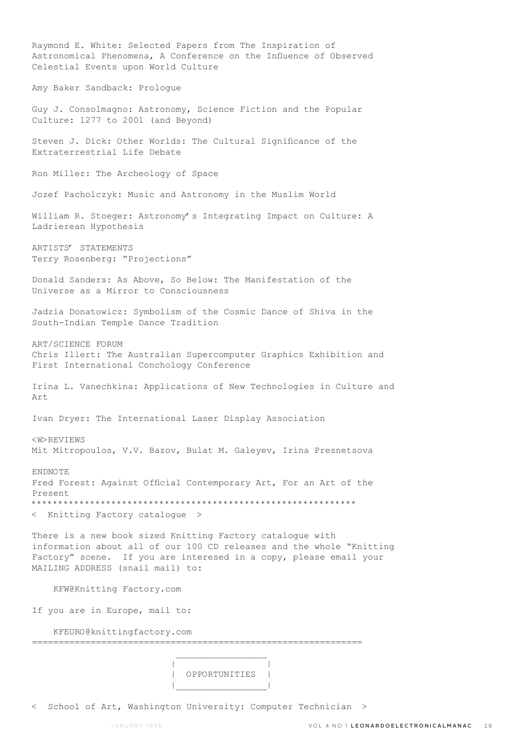Raymond E. White: Selected Papers from The Inspiration of Astronomical Phenomena, A Conference on the Influence of Observed Celestial Events upon World Culture

Amy Baker Sandback: Prologue

Guy J. Consolmagno: Astronomy, Science Fiction and the Popular Culture: 1277 to 2001 (and Beyond)

Steven J. Dick: Other Worlds: The Cultural Significance of the Extraterrestrial Life Debate

Ron Miller: The Archeology of Space

Jozef Pacholczyk: Music and Astronomy in the Muslim World

William R. Stoeger: Astronomy's Integrating Impact on Culture: A Ladrierean Hypothesis

ARTISTS' STATEMENTS
Terry Rosenberg: "Projections"

Donald Sanders: As Above, So Below: The Manifestation of the Universe as a Mirror to Consciousness

Jadzia Donatowicz: Symbolism of the Cosmic Dance of Shiva in the South-Indian Temple Dance Tradition

ART/SCIENCE FORUM
Chris Illert: The Australian Supercomputer Graphics Exhibition and First International Conchology Conference

Irina L. Vanechkina: Applications of New Technologies in Culture and Art

Ivan Dryer: The International Laser Display Association

<W>REVIEWS
Mit Mitropoulos, V.V. Bazov, Bulat M. Galeyev, Irina Presnetsova

ENDNOTE
Fred Forest: Against Official Contemporary Art, For an Art of the Present
************************************************************

< Knitting Factory catalogue >

There is a new book sized Knitting Factory catalogue with information about all of our 100 CD releases and the whole "Knitting Factory" scene. If you are interesed in a copy, please email your MAILING ADDRESS (snail mail) to:

KFW@Knitting Factory.com

If you are in Europe, mail to:

KFEURO@knittingfactory.com

============================================================

## OPPORTUNITIES

< School of Art, Washington University: Computer Technician >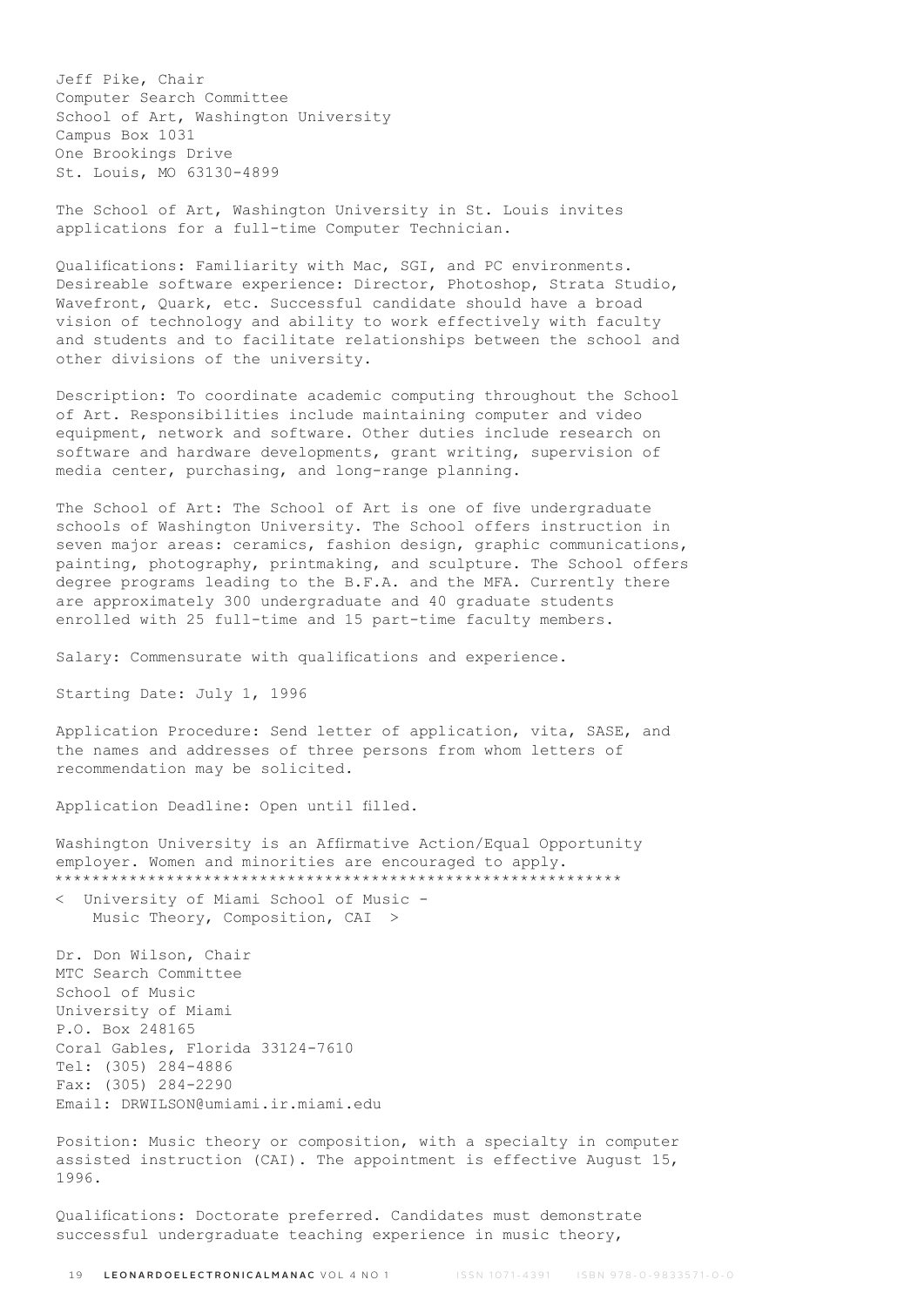Jeff Pike, Chair
Computer Search Committee
School of Art, Washington University
Campus Box 1031
One Brookings Drive
St. Louis, MO 63130-4899

The School of Art, Washington University in St. Louis invites applications for a full-time Computer Technician.

Qualifications: Familiarity with Mac, SGI, and PC environments. Desireable software experience: Director, Photoshop, Strata Studio, Wavefront, Quark, etc. Successful candidate should have a broad vision of technology and ability to work effectively with faculty and students and to facilitate relationships between the school and other divisions of the university.

Description: To coordinate academic computing throughout the School of Art. Responsibilities include maintaining computer and video equipment, network and software. Other duties include research on software and hardware developments, grant writing, supervision of media center, purchasing, and long-range planning.

The School of Art: The School of Art is one of five undergraduate schools of Washington University. The School offers instruction in seven major areas: ceramics, fashion design, graphic communications, painting, photography, printmaking, and sculpture. The School offers degree programs leading to the B.F.A. and the MFA. Currently there are approximately 300 undergraduate and 40 graduate students enrolled with 25 full-time and 15 part-time faculty members.

Salary: Commensurate with qualifications and experience.

Starting Date: July 1, 1996

Application Procedure: Send letter of application, vita, SASE, and the names and addresses of three persons from whom letters of recommendation may be solicited.

Application Deadline: Open until filled.

Washington University is an Affirmative Action/Equal Opportunity employer. Women and minorities are encouraged to apply.
*************************************************************

< University of Miami School of Music -
Music Theory, Composition, CAI >

Dr. Don Wilson, Chair
MTC Search Committee
School of Music
University of Miami
P.O. Box 248165
Coral Gables, Florida 33124-7610
Tel: (305) 284-4886
Fax: (305) 284-2290
Email: DRWILSON@umiami.ir.miami.edu

Position: Music theory or composition, with a specialty in computer assisted instruction (CAI). The appointment is effective August 15, 1996.

Qualifications: Doctorate preferred. Candidates must demonstrate successful undergraduate teaching experience in music theory,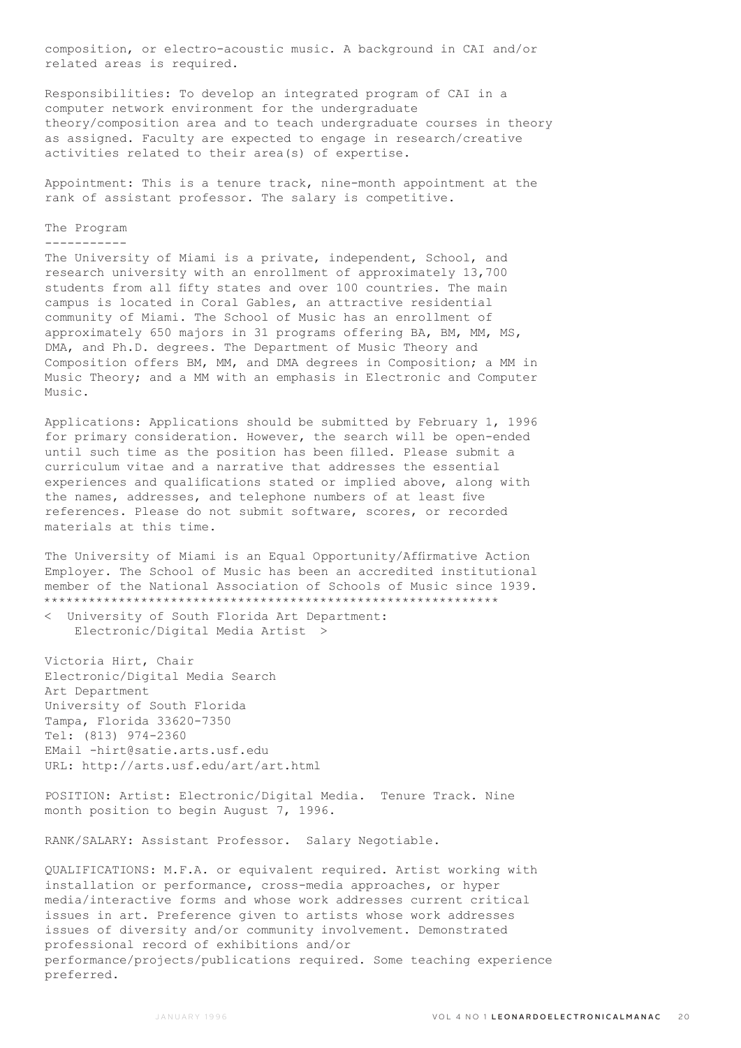composition, or electro-acoustic music. A background in CAI and/or related areas is required.

Responsibilities: To develop an integrated program of CAI in a computer network environment for the undergraduate theory/composition area and to teach undergraduate courses in theory as assigned. Faculty are expected to engage in research/creative activities related to their area(s) of expertise.

Appointment: This is a tenure track, nine-month appointment at the rank of assistant professor. The salary is competitive.

## The Program

The University of Miami is a private, independent, School, and research university with an enrollment of approximately 13,700 students from all fifty states and over 100 countries. The main campus is located in Coral Gables, an attractive residential community of Miami. The School of Music has an enrollment of approximately 650 majors in 31 programs offering BA, BM, MM, MS, DMA, and Ph.D. degrees. The Department of Music Theory and Composition offers BM, MM, and DMA degrees in Composition; a MM in Music Theory; and a MM with an emphasis in Electronic and Computer Music.

Applications: Applications should be submitted by February 1, 1996 for primary consideration. However, the search will be open-ended until such time as the position has been filled. Please submit a curriculum vitae and a narrative that addresses the essential experiences and qualifications stated or implied above, along with the names, addresses, and telephone numbers of at least five references. Please do not submit software, scores, or recorded materials at this time.

The University of Miami is an Equal Opportunity/Affirmative Action Employer. The School of Music has been an accredited institutional member of the National Association of Schools of Music since 1939.

*************************************************************

< University of South Florida Art Department:
Electronic/Digital Media Artist >

Victoria Hirt, Chair
Electronic/Digital Media Search
Art Department
University of South Florida
Tampa, Florida 33620-7350
Tel: (813) 974-2360
EMail -hirt@satie.arts.usf.edu
URL: http://arts.usf.edu/art/art.html

POSITION: Artist: Electronic/Digital Media. Tenure Track. Nine month position to begin August 7, 1996.

RANK/SALARY: Assistant Professor. Salary Negotiable.

QUALIFICATIONS: M.F.A. or equivalent required. Artist working with installation or performance, cross-media approaches, or hyper media/interactive forms and whose work addresses current critical issues in art. Preference given to artists whose work addresses issues of diversity and/or community involvement. Demonstrated professional record of exhibitions and/or performance/projects/publications required. Some teaching experience preferred.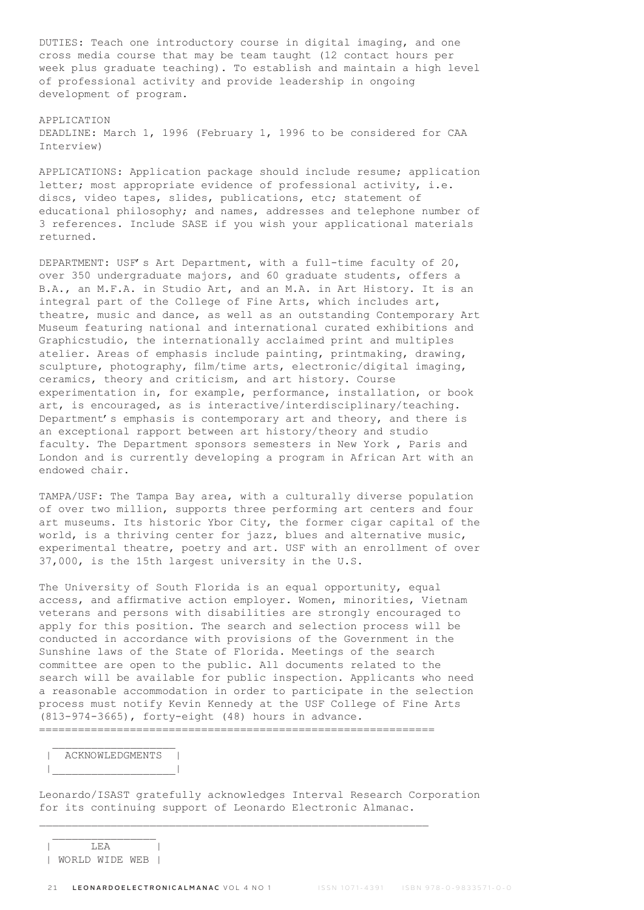DUTIES: Teach one introductory course in digital imaging, and one cross media course that may be team taught (12 contact hours per week plus graduate teaching). To establish and maintain a high level of professional activity and provide leadership in ongoing development of program.

APPLICATION
DEADLINE: March 1, 1996 (February 1, 1996 to be considered for CAA Interview)

APPLICATIONS: Application package should include resume; application letter; most appropriate evidence of professional activity, i.e. discs, video tapes, slides, publications, etc; statement of educational philosophy; and names, addresses and telephone number of 3 references. Include SASE if you wish your applicational materials returned.

DEPARTMENT: USF's Art Department, with a full-time faculty of 20, over 350 undergraduate majors, and 60 graduate students, offers a B.A., an M.F.A. in Studio Art, and an M.A. in Art History. It is an integral part of the College of Fine Arts, which includes art, theatre, music and dance, as well as an outstanding Contemporary Art Museum featuring national and international curated exhibitions and Graphicstudio, the internationally acclaimed print and multiples atelier. Areas of emphasis include painting, printmaking, drawing, sculpture, photography, film/time arts, electronic/digital imaging, ceramics, theory and criticism, and art history. Course experimentation in, for example, performance, installation, or book art, is encouraged, as is interactive/interdisciplinary/teaching. Department's emphasis is contemporary art and theory, and there is an exceptional rapport between art history/theory and studio faculty. The Department sponsors semesters in New York , Paris and London and is currently developing a program in African Art with an endowed chair.

TAMPA/USF: The Tampa Bay area, with a culturally diverse population of over two million, supports three performing art centers and four art museums. Its historic Ybor City, the former cigar capital of the world, is a thriving center for jazz, blues and alternative music, experimental theatre, poetry and art. USF with an enrollment of over 37,000, is the 15th largest university in the U.S.

The University of South Florida is an equal opportunity, equal access, and affirmative action employer. Women, minorities, Vietnam veterans and persons with disabilities are strongly encouraged to apply for this position. The search and selection process will be conducted in accordance with provisions of the Government in the Sunshine laws of the State of Florida. Meetings of the search committee are open to the public. All documents related to the search will be available for public inspection. Applicants who need a reasonable accommodation in order to participate in the selection process must notify Kevin Kennedy at the USF College of Fine Arts (813-974-3665), forty-eight (48) hours in advance.

============================================================

## ACKNOWLEDGMENTS

Leonardo/ISAST gratefully acknowledges Interval Research Corporation for its continuing support of Leonardo Electronic Almanac.

---

## LEA WORLD WIDE WEB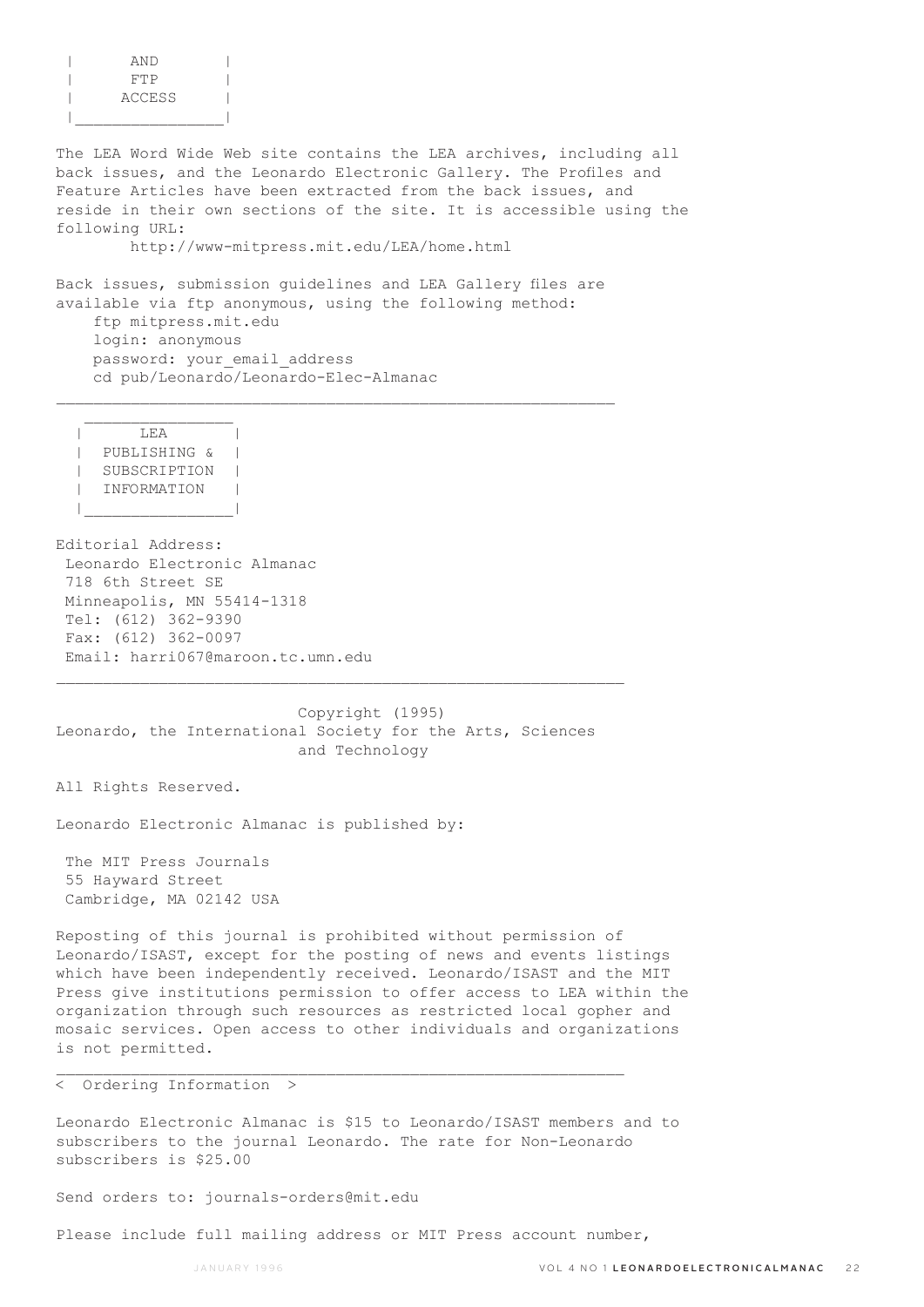## AND FTP ACCESS

The LEA Word Wide Web site contains the LEA archives, including all back issues, and the Leonardo Electronic Gallery. The Profiles and Feature Articles have been extracted from the back issues, and reside in their own sections of the site. It is accessible using the following URL:

http://www-mitpress.mit.edu/LEA/home.html

Back issues, submission guidelines and LEA Gallery files are available via ftp anonymous, using the following method:

```
ftp mitpress.mit.edu
login: anonymous
password: your_email_address
cd pub/Leonardo/Leonardo-Elec-Almanac
```

---

## LEA PUBLISHING & SUBSCRIPTION INFORMATION

Editorial Address:
Leonardo Electronic Almanac
718 6th Street SE
Minneapolis, MN 55414-1318
Tel: (612) 362-9390
Fax: (612) 362-0097
Email: harri067@maroon.tc.umn.edu

---

Copyright (1995)
Leonardo, the International Society for the Arts, Sciences and Technology

All Rights Reserved.

Leonardo Electronic Almanac is published by:

The MIT Press Journals
55 Hayward Street
Cambridge, MA 02142 USA

Reposting of this journal is prohibited without permission of Leonardo/ISAST, except for the posting of news and events listings which have been independently received. Leonardo/ISAST and the MIT Press give institutions permission to offer access to LEA within the organization through such resources as restricted local gopher and mosaic services. Open access to other individuals and organizations is not permitted.

---

< Ordering Information >

Leonardo Electronic Almanac is $15 to Leonardo/ISAST members and to subscribers to the journal Leonardo. The rate for Non-Leonardo subscribers is $25.00

Send orders to: journals-orders@mit.edu

Please include full mailing address or MIT Press account number,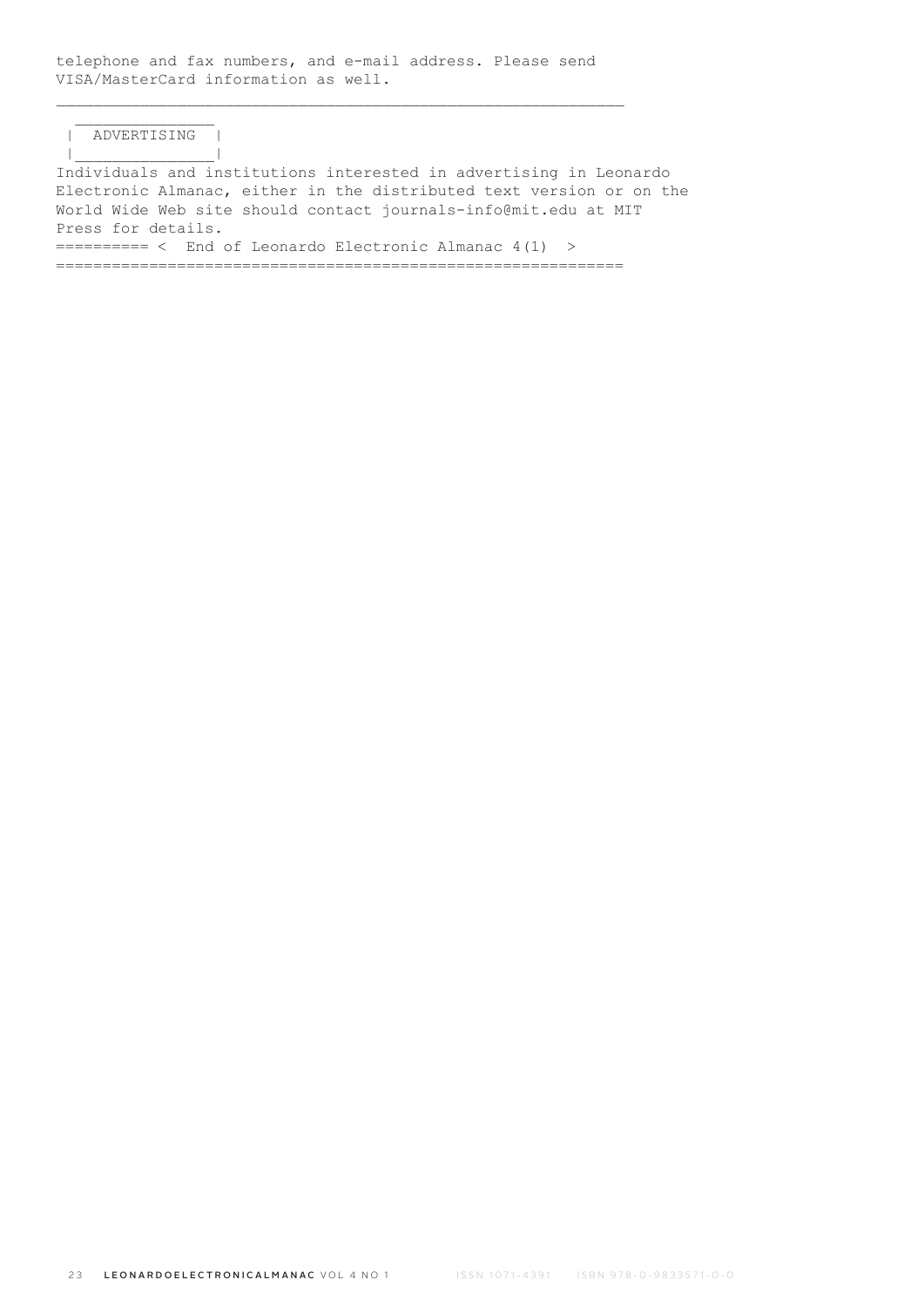telephone and fax numbers, and e-mail address. Please send VISA/MasterCard information as well.

---

## ADVERTISING

Individuals and institutions interested in advertising in Leonardo Electronic Almanac, either in the distributed text version or on the World Wide Web site should contact journals-info@mit.edu at MIT Press for details.

========== < End of Leonardo Electronic Almanac 4(1) >
==============================================================